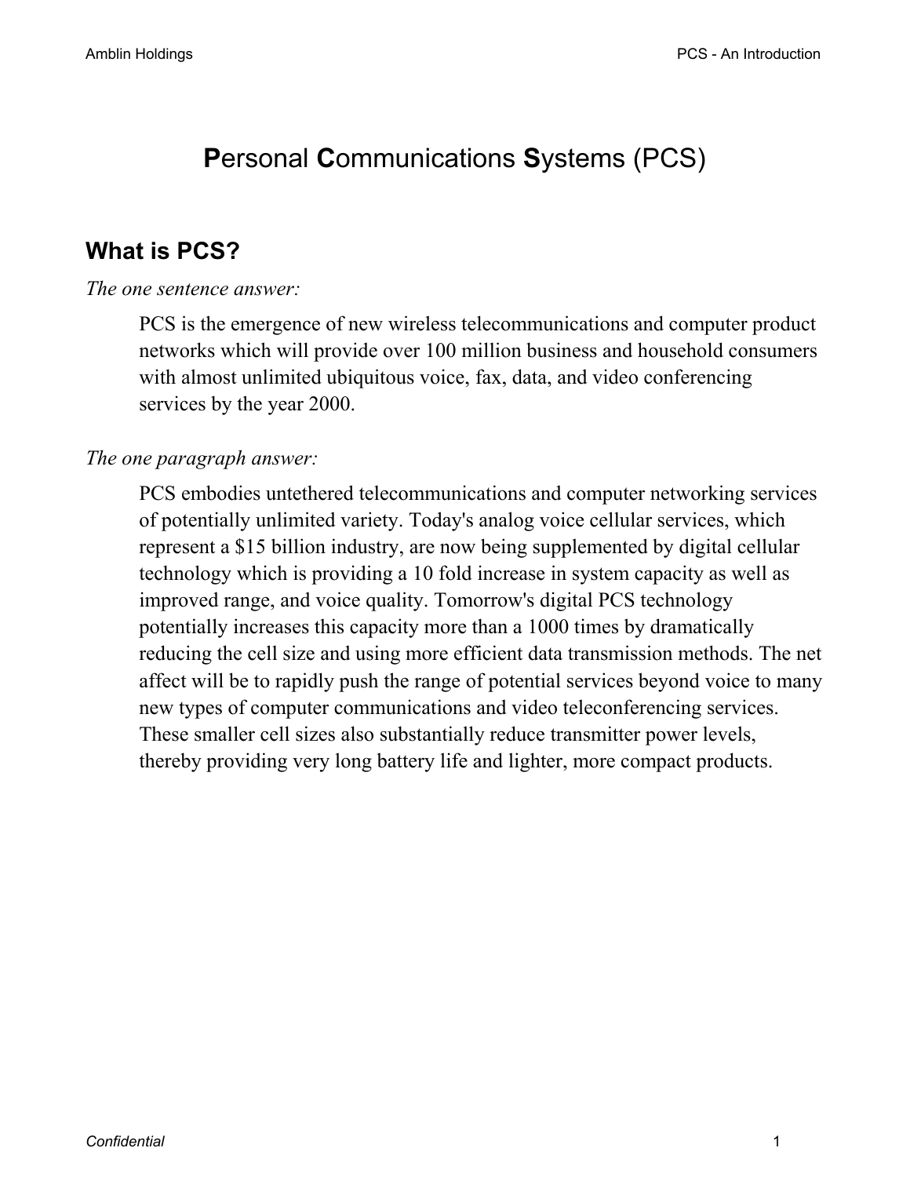# **P**ersonal **C**ommunications **S**ystems (PCS)

## What is PCS?

*The one sentence answer:*

PCS is the emergence of new wireless telecommunications and computer product networks which will provide over 100 million business and household consumers with almost unlimited ubiquitous voice, fax, data, and video conferencing services by the year 2000.

*The one paragraph answer:*

PCS embodies untethered telecommunications and computer networking services of potentially unlimited variety. Today's analog voice cellular services, which represent a $15 billion industry, are now being supplemented by digital cellular technology which is providing a 10 fold increase in system capacity as well as improved range, and voice quality. Tomorrow's digital PCS technology potentially increases this capacity more than a 1000 times by dramatically reducing the cell size and using more efficient data transmission methods. The net affect will be to rapidly push the range of potential services beyond voice to many new types of computer communications and video teleconferencing services. These smaller cell sizes also substantially reduce transmitter power levels, thereby providing very long battery life and lighter, more compact products.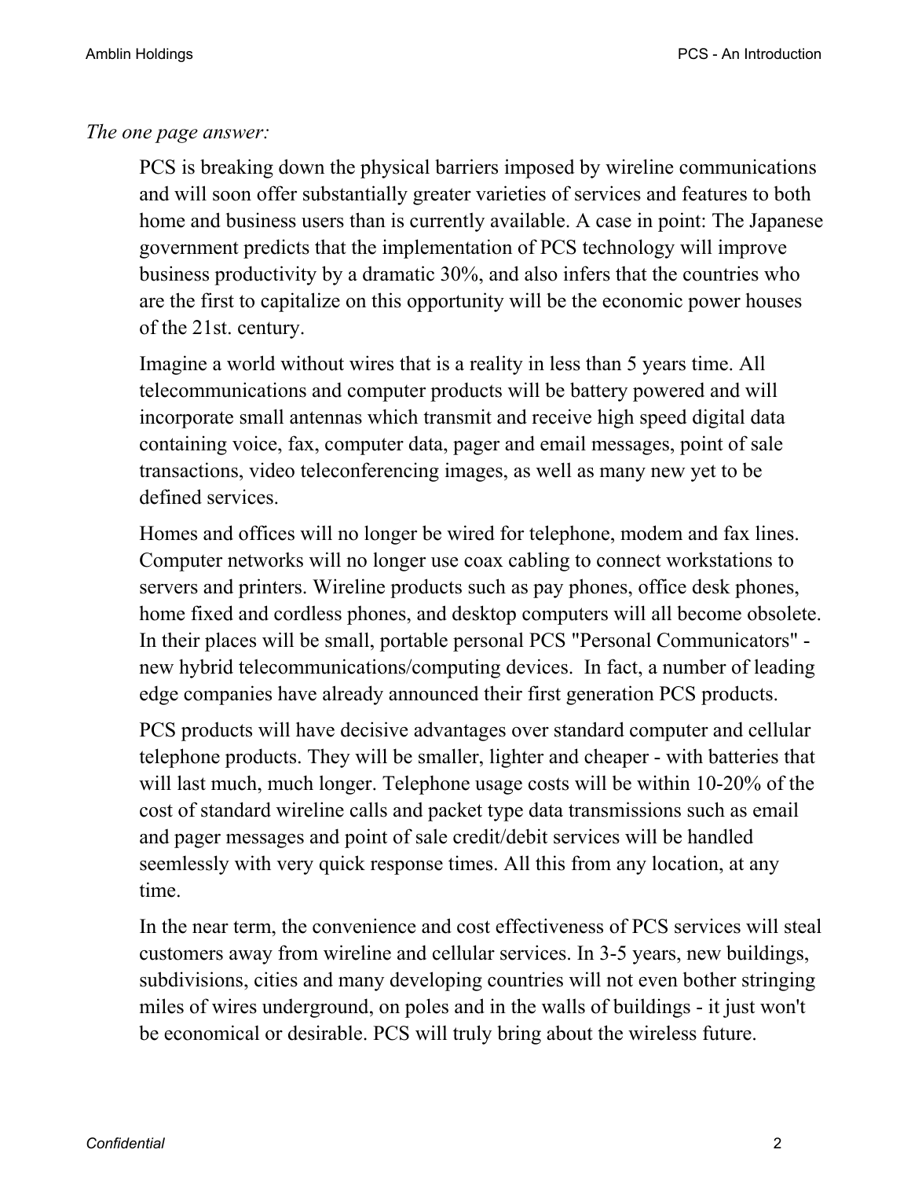*The one page answer:*

PCS is breaking down the physical barriers imposed by wireline communications and will soon offer substantially greater varieties of services and features to both home and business users than is currently available. A case in point: The Japanese government predicts that the implementation of PCS technology will improve business productivity by a dramatic 30%, and also infers that the countries who are the first to capitalize on this opportunity will be the economic power houses of the 21st. century.

Imagine a world without wires that is a reality in less than 5 years time. All telecommunications and computer products will be battery powered and will incorporate small antennas which transmit and receive high speed digital data containing voice, fax, computer data, pager and email messages, point of sale transactions, video teleconferencing images, as well as many new yet to be defined services.

Homes and offices will no longer be wired for telephone, modem and fax lines. Computer networks will no longer use coax cabling to connect workstations to servers and printers. Wireline products such as pay phones, office desk phones, home fixed and cordless phones, and desktop computers will all become obsolete. In their places will be small, portable personal PCS "Personal Communicators" - new hybrid telecommunications/computing devices. In fact, a number of leading edge companies have already announced their first generation PCS products.

PCS products will have decisive advantages over standard computer and cellular telephone products. They will be smaller, lighter and cheaper - with batteries that will last much, much longer. Telephone usage costs will be within 10-20% of the cost of standard wireline calls and packet type data transmissions such as email and pager messages and point of sale credit/debit services will be handled seemlessly with very quick response times. All this from any location, at any time.

In the near term, the convenience and cost effectiveness of PCS services will steal customers away from wireline and cellular services. In 3-5 years, new buildings, subdivisions, cities and many developing countries will not even bother stringing miles of wires underground, on poles and in the walls of buildings - it just won't be economical or desirable. PCS will truly bring about the wireless future.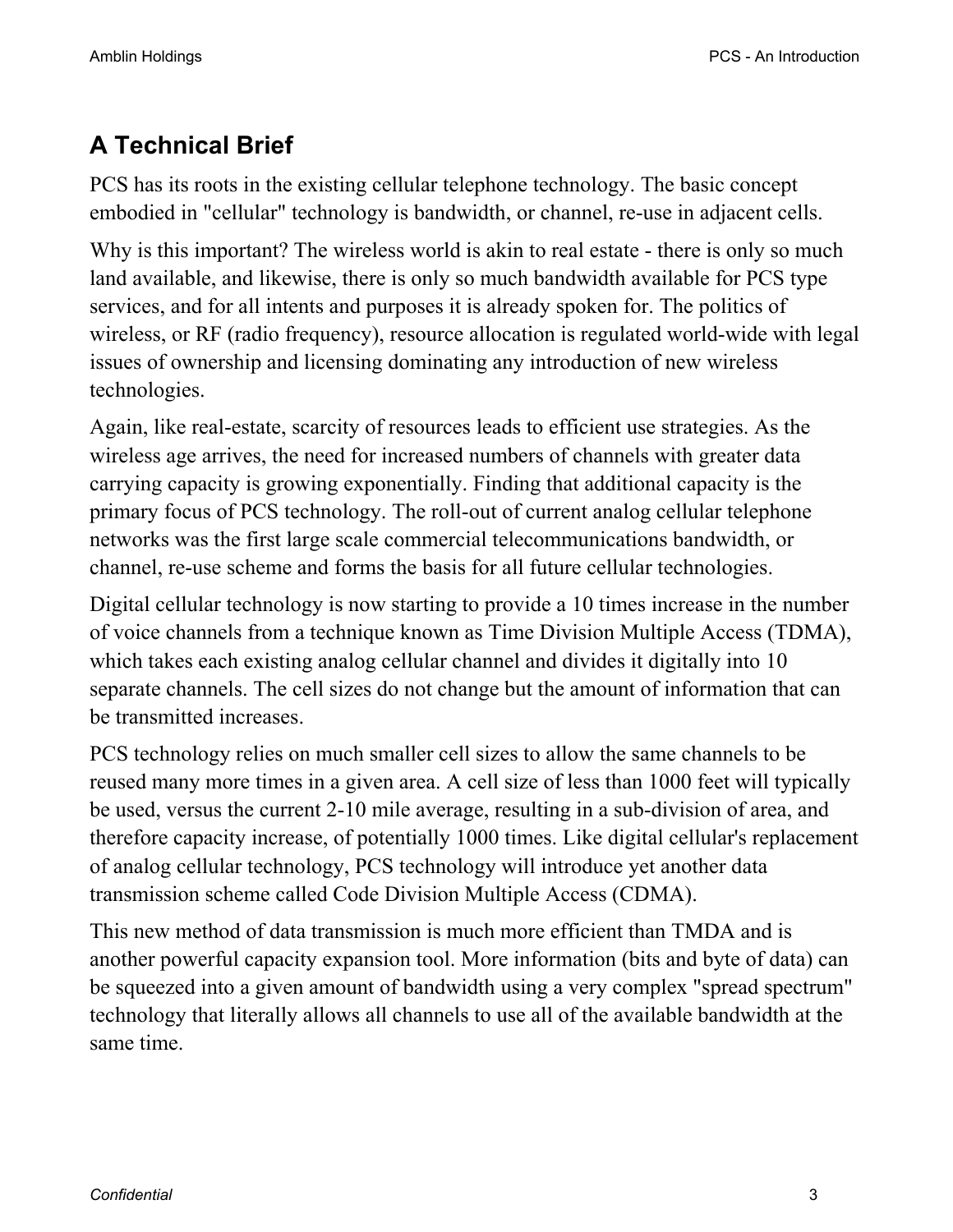## A Technical Brief

PCS has its roots in the existing cellular telephone technology. The basic concept embodied in "cellular" technology is bandwidth, or channel, re-use in adjacent cells.

Why is this important? The wireless world is akin to real estate - there is only so much land available, and likewise, there is only so much bandwidth available for PCS type services, and for all intents and purposes it is already spoken for. The politics of wireless, or RF (radio frequency), resource allocation is regulated world-wide with legal issues of ownership and licensing dominating any introduction of new wireless technologies.

Again, like real-estate, scarcity of resources leads to efficient use strategies. As the wireless age arrives, the need for increased numbers of channels with greater data carrying capacity is growing exponentially. Finding that additional capacity is the primary focus of PCS technology. The roll-out of current analog cellular telephone networks was the first large scale commercial telecommunications bandwidth, or channel, re-use scheme and forms the basis for all future cellular technologies.

Digital cellular technology is now starting to provide a 10 times increase in the number of voice channels from a technique known as Time Division Multiple Access (TDMA), which takes each existing analog cellular channel and divides it digitally into 10 separate channels. The cell sizes do not change but the amount of information that can be transmitted increases.

PCS technology relies on much smaller cell sizes to allow the same channels to be reused many more times in a given area. A cell size of less than 1000 feet will typically be used, versus the current 2-10 mile average, resulting in a sub-division of area, and therefore capacity increase, of potentially 1000 times. Like digital cellular's replacement of analog cellular technology, PCS technology will introduce yet another data transmission scheme called Code Division Multiple Access (CDMA).

This new method of data transmission is much more efficient than TMDA and is another powerful capacity expansion tool. More information (bits and byte of data) can be squeezed into a given amount of bandwidth using a very complex "spread spectrum" technology that literally allows all channels to use all of the available bandwidth at the same time.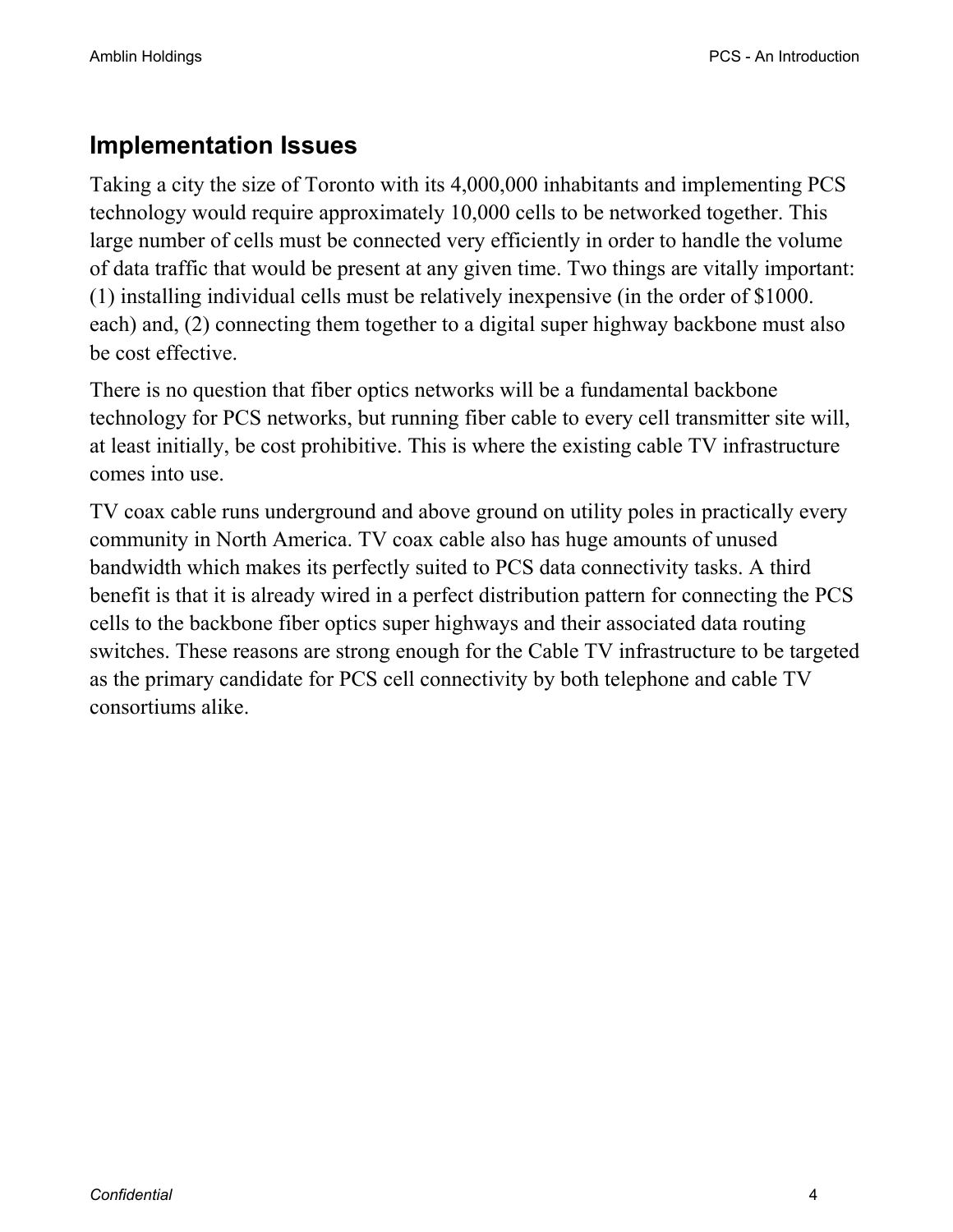## Implementation Issues

Taking a city the size of Toronto with its 4,000,000 inhabitants and implementing PCS technology would require approximately 10,000 cells to be networked together. This large number of cells must be connected very efficiently in order to handle the volume of data traffic that would be present at any given time. Two things are vitally important: (1) installing individual cells must be relatively inexpensive (in the order of $1000. each) and, (2) connecting them together to a digital super highway backbone must also be cost effective.

There is no question that fiber optics networks will be a fundamental backbone technology for PCS networks, but running fiber cable to every cell transmitter site will, at least initially, be cost prohibitive. This is where the existing cable TV infrastructure comes into use.

TV coax cable runs underground and above ground on utility poles in practically every community in North America. TV coax cable also has huge amounts of unused bandwidth which makes its perfectly suited to PCS data connectivity tasks. A third benefit is that it is already wired in a perfect distribution pattern for connecting the PCS cells to the backbone fiber optics super highways and their associated data routing switches. These reasons are strong enough for the Cable TV infrastructure to be targeted as the primary candidate for PCS cell connectivity by both telephone and cable TV consortiums alike.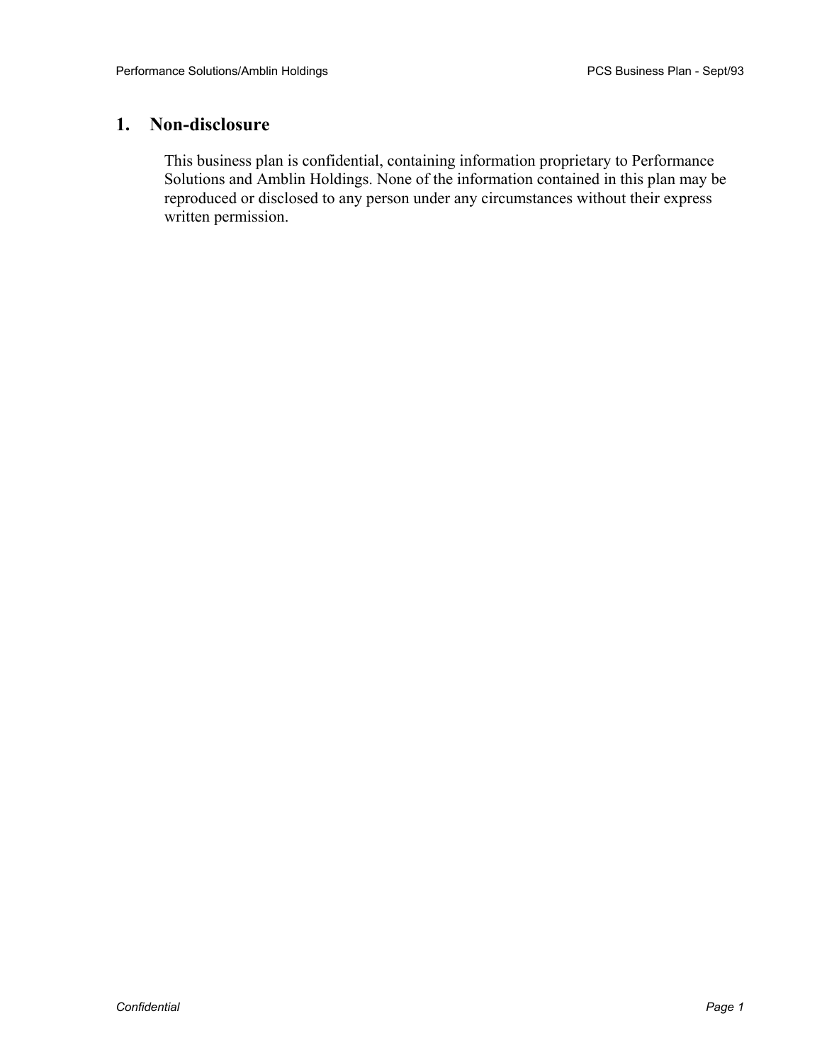# 1. Non-disclosure

This business plan is confidential, containing information proprietary to Performance Solutions and Amblin Holdings. None of the information contained in this plan may be reproduced or disclosed to any person under any circumstances without their express written permission.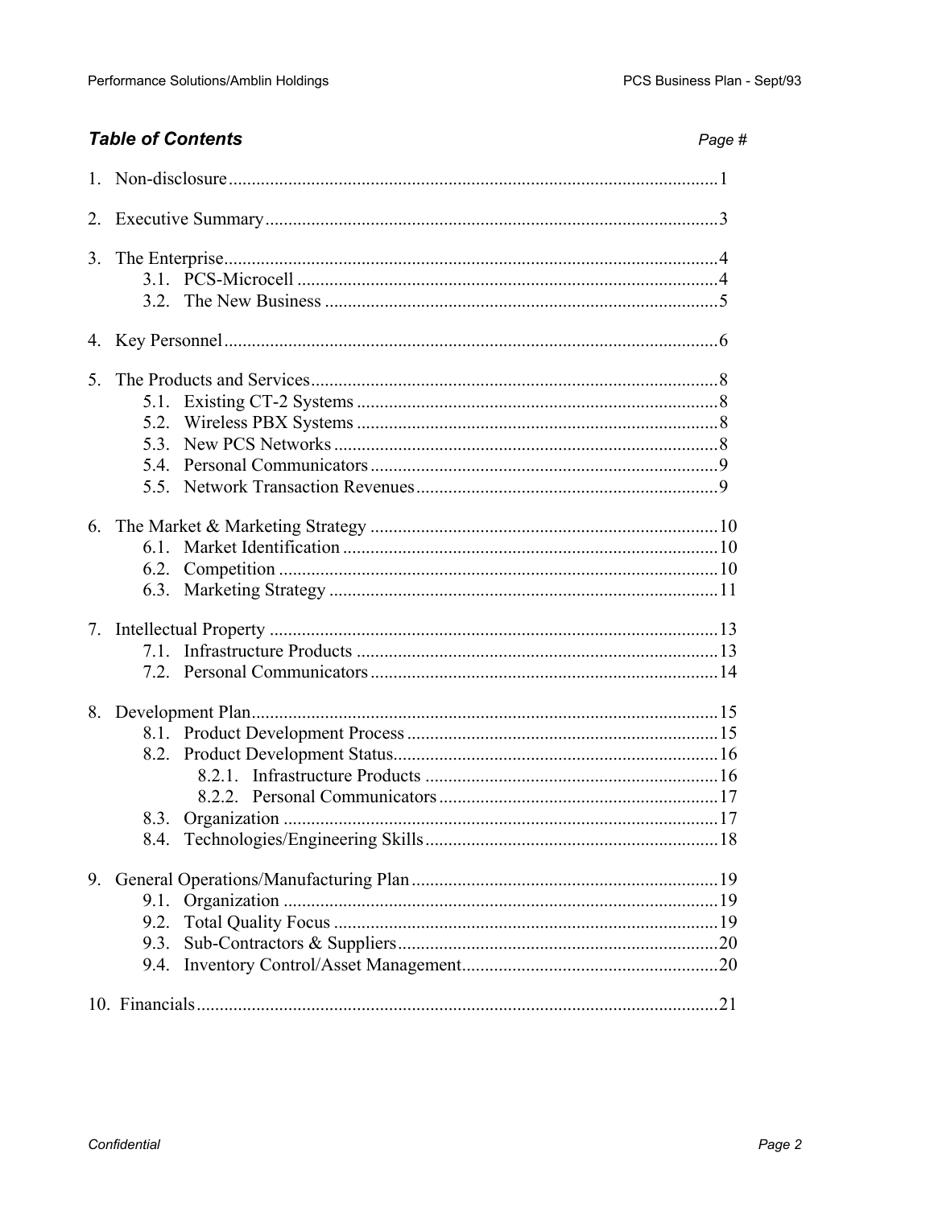## *Table of Contents*

*Page #*

1. Non-disclosure .......................................................... 1
2. Executive Summary .......................................................... 3
3. The Enterprise .......................................................... 4
   - 3.1. PCS-Microcell .......................................................... 4
   - 3.2. The New Business .......................................................... 5
4. Key Personnel .......................................................... 6
5. The Products and Services .......................................................... 8
   - 5.1. Existing CT-2 Systems .......................................................... 8
   - 5.2. Wireless PBX Systems .......................................................... 8
   - 5.3. New PCS Networks .......................................................... 8
   - 5.4. Personal Communicators .......................................................... 9
   - 5.5. Network Transaction Revenues .......................................................... 9
6. The Market & Marketing Strategy .......................................................... 10
   - 6.1. Market Identification .......................................................... 10
   - 6.2. Competition .......................................................... 10
   - 6.3. Marketing Strategy .......................................................... 11
7. Intellectual Property .......................................................... 13
   - 7.1. Infrastructure Products .......................................................... 13
   - 7.2. Personal Communicators .......................................................... 14
8. Development Plan .......................................................... 15
   - 8.1. Product Development Process .......................................................... 15
   - 8.2. Product Development Status .......................................................... 16
     - 8.2.1. Infrastructure Products .......................................................... 16
     - 8.2.2. Personal Communicators .......................................................... 17
   - 8.3. Organization .......................................................... 17
   - 8.4. Technologies/Engineering Skills .......................................................... 18
9. General Operations/Manufacturing Plan .......................................................... 19
   - 9.1. Organization .......................................................... 19
   - 9.2. Total Quality Focus .......................................................... 19
   - 9.3. Sub-Contractors & Suppliers .......................................................... 20
   - 9.4. Inventory Control/Asset Management .......................................................... 20
10. Financials .......................................................... 21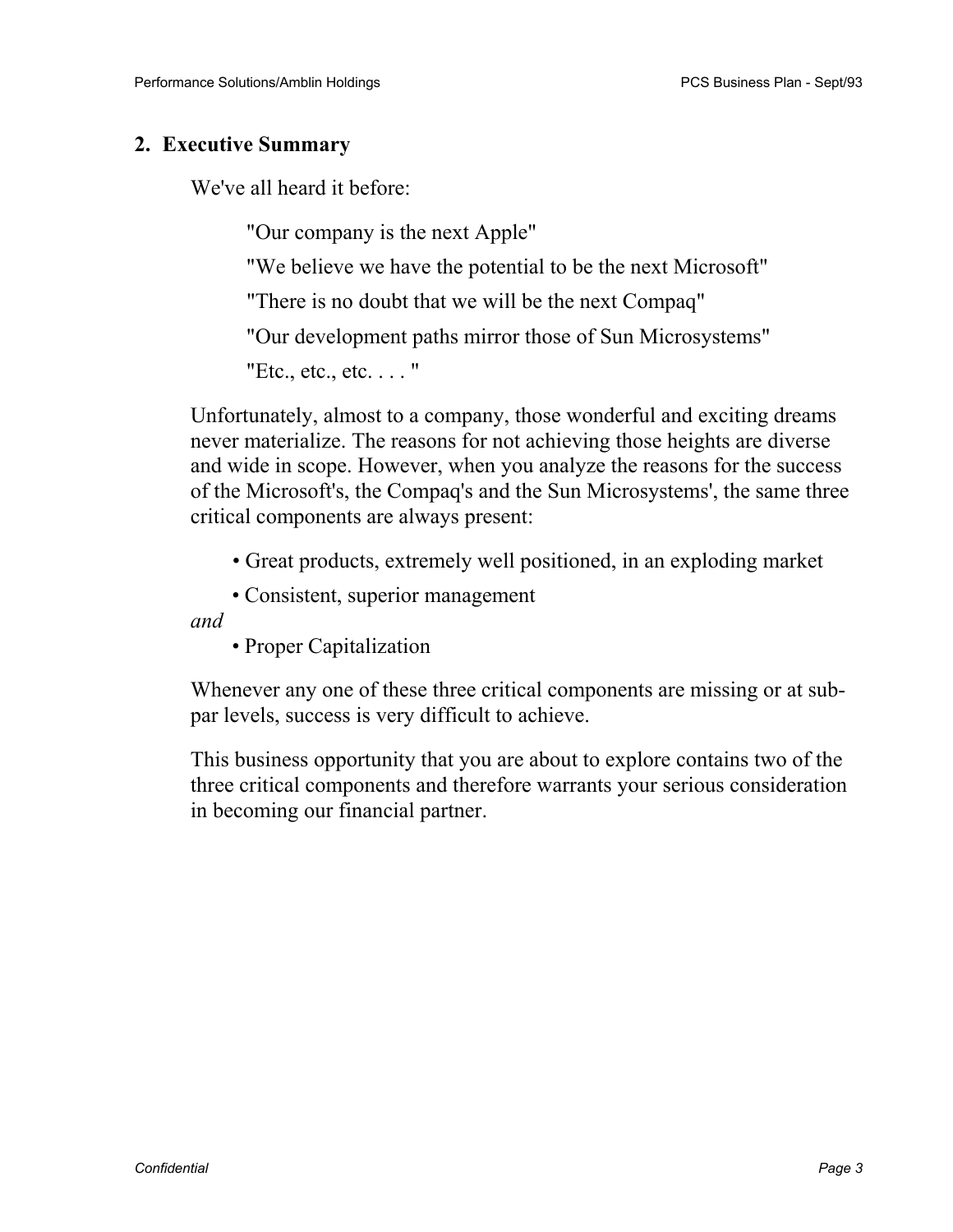## 2. Executive Summary

We've all heard it before:

> "Our company is the next Apple"
>
> "We believe we have the potential to be the next Microsoft"
>
> "There is no doubt that we will be the next Compaq"
>
> "Our development paths mirror those of Sun Microsystems"
>
> "Etc., etc., etc. . . . "

Unfortunately, almost to a company, those wonderful and exciting dreams never materialize. The reasons for not achieving those heights are diverse and wide in scope. However, when you analyze the reasons for the success of the Microsoft's, the Compaq's and the Sun Microsystems', the same three critical components are always present:

- Great products, extremely well positioned, in an exploding market
- Consistent, superior management

*and*

- Proper Capitalization

Whenever any one of these three critical components are missing or at sub-par levels, success is very difficult to achieve.

This business opportunity that you are about to explore contains two of the three critical components and therefore warrants your serious consideration in becoming our financial partner.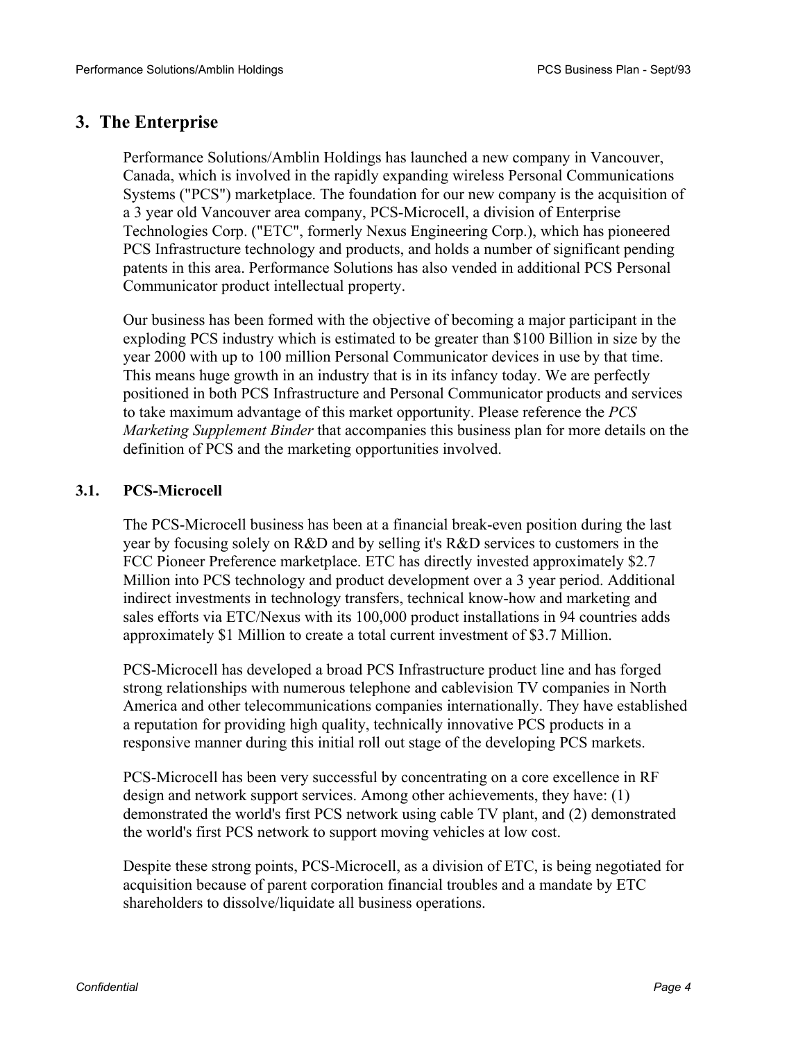## 3. The Enterprise

Performance Solutions/Amblin Holdings has launched a new company in Vancouver, Canada, which is involved in the rapidly expanding wireless Personal Communications Systems ("PCS") marketplace. The foundation for our new company is the acquisition of a 3 year old Vancouver area company, PCS-Microcell, a division of Enterprise Technologies Corp. ("ETC", formerly Nexus Engineering Corp.), which has pioneered PCS Infrastructure technology and products, and holds a number of significant pending patents in this area. Performance Solutions has also vended in additional PCS Personal Communicator product intellectual property.

Our business has been formed with the objective of becoming a major participant in the exploding PCS industry which is estimated to be greater than $100 Billion in size by the year 2000 with up to 100 million Personal Communicator devices in use by that time. This means huge growth in an industry that is in its infancy today. We are perfectly positioned in both PCS Infrastructure and Personal Communicator products and services to take maximum advantage of this market opportunity. Please reference the *PCS Marketing Supplement Binder* that accompanies this business plan for more details on the definition of PCS and the marketing opportunities involved.

### 3.1. PCS-Microcell

The PCS-Microcell business has been at a financial break-even position during the last year by focusing solely on R&D and by selling it's R&D services to customers in the FCC Pioneer Preference marketplace. ETC has directly invested approximately $2.7 Million into PCS technology and product development over a 3 year period. Additional indirect investments in technology transfers, technical know-how and marketing and sales efforts via ETC/Nexus with its 100,000 product installations in 94 countries adds approximately $1 Million to create a total current investment of $3.7 Million.

PCS-Microcell has developed a broad PCS Infrastructure product line and has forged strong relationships with numerous telephone and cablevision TV companies in North America and other telecommunications companies internationally. They have established a reputation for providing high quality, technically innovative PCS products in a responsive manner during this initial roll out stage of the developing PCS markets.

PCS-Microcell has been very successful by concentrating on a core excellence in RF design and network support services. Among other achievements, they have: (1) demonstrated the world's first PCS network using cable TV plant, and (2) demonstrated the world's first PCS network to support moving vehicles at low cost.

Despite these strong points, PCS-Microcell, as a division of ETC, is being negotiated for acquisition because of parent corporation financial troubles and a mandate by ETC shareholders to dissolve/liquidate all business operations.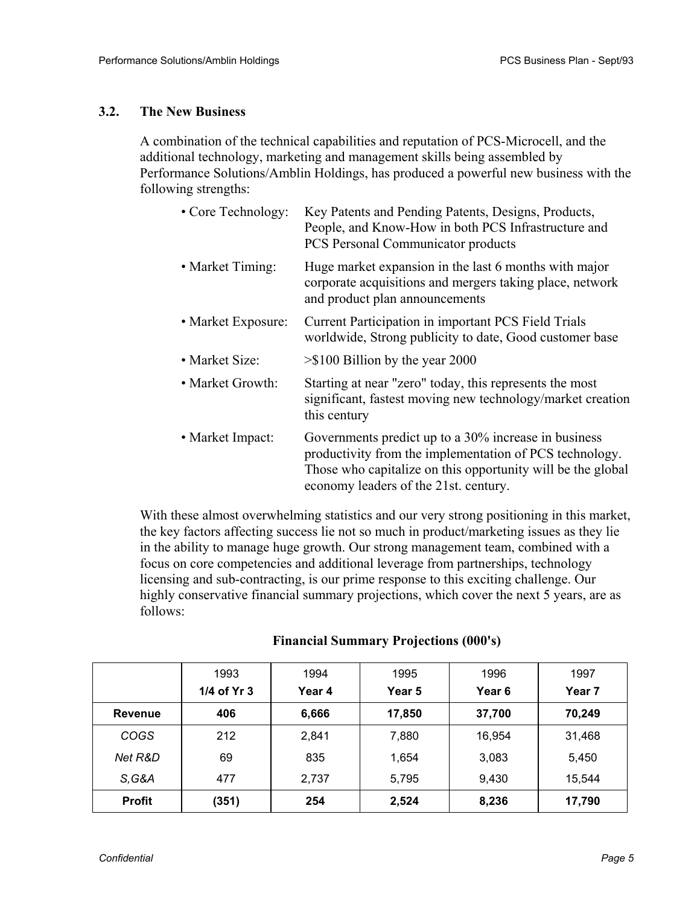## 3.2. The New Business

A combination of the technical capabilities and reputation of PCS-Microcell, and the additional technology, marketing and management skills being assembled by Performance Solutions/Amblin Holdings, has produced a powerful new business with the following strengths:

- **Core Technology:** Key Patents and Pending Patents, Designs, Products, People, and Know-How in both PCS Infrastructure and PCS Personal Communicator products
- **Market Timing:** Huge market expansion in the last 6 months with major corporate acquisitions and mergers taking place, network and product plan announcements
- **Market Exposure:** Current Participation in important PCS Field Trials worldwide, Strong publicity to date, Good customer base
- **Market Size:** >$100 Billion by the year 2000
- **Market Growth:** Starting at near "zero" today, this represents the most significant, fastest moving new technology/market creation this century
- **Market Impact:** Governments predict up to a 30% increase in business productivity from the implementation of PCS technology. Those who capitalize on this opportunity will be the global economy leaders of the 21st. century.

With these almost overwhelming statistics and our very strong positioning in this market, the key factors affecting success lie not so much in product/marketing issues as they lie in the ability to manage huge growth. Our strong management team, combined with a focus on core competencies and additional leverage from partnerships, technology licensing and sub-contracting, is our prime response to this exciting challenge. Our highly conservative financial summary projections, which cover the next 5 years, are as follows:

**Financial Summary Projections (000's)**

| | 1993<br>**1/4 of Yr 3** | 1994<br>**Year 4** | 1995<br>**Year 5** | 1996<br>**Year 6** | 1997<br>**Year 7** |
|---|---|---|---|---|---|
| **Revenue** | **406** | **6,666** | **17,850** | **37,700** | **70,249** |
| *COGS* | 212 | 2,841 | 7,880 | 16,954 | 31,468 |
| *Net R&D* | 69 | 835 | 1,654 | 3,083 | 5,450 |
| *S,G&A* | 477 | 2,737 | 5,795 | 9,430 | 15,544 |
| **Profit** | **(351)** | **254** | **2,524** | **8,236** | **17,790** |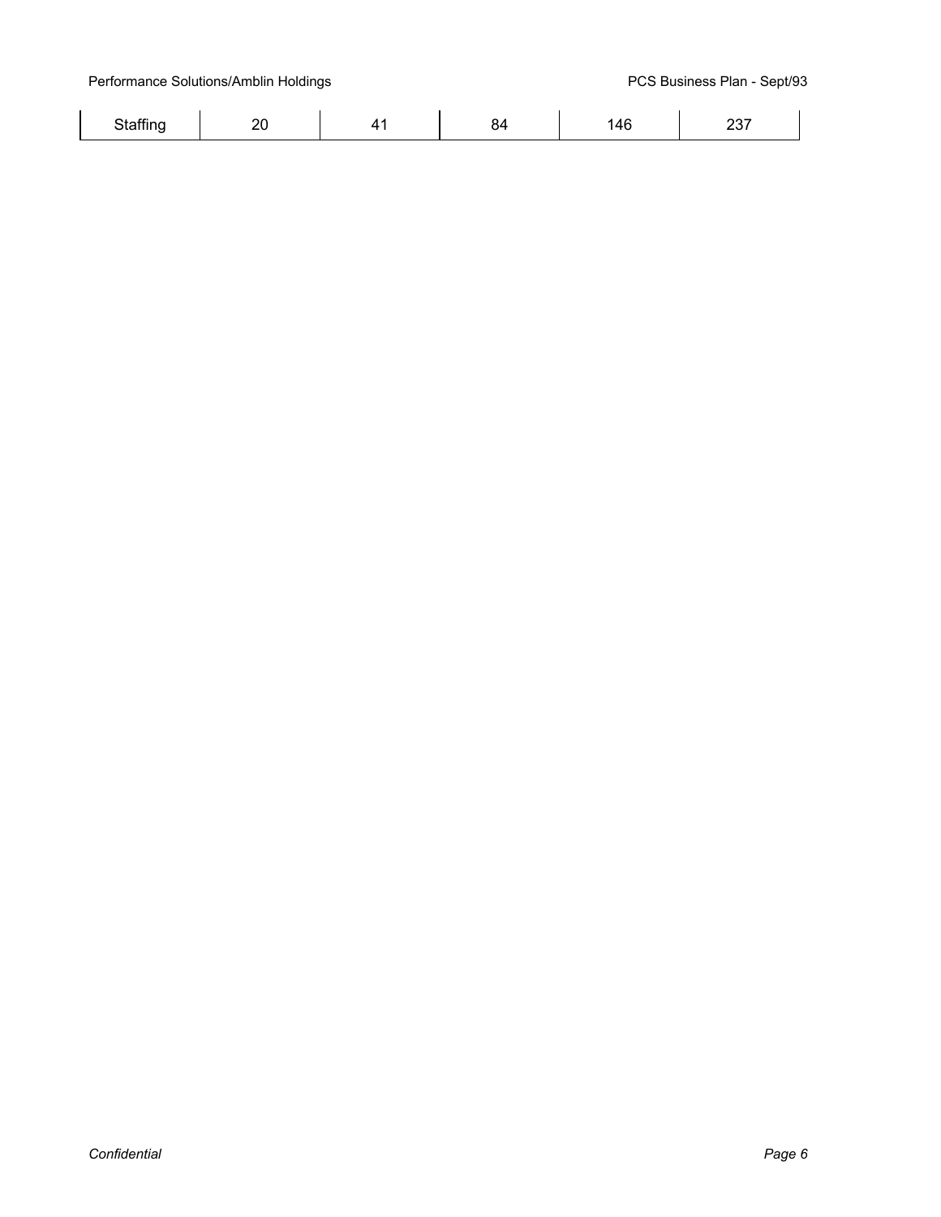| Staffing | 20 | 41 | 84 | 146 | 237 |
|---|---|---|---|---|---|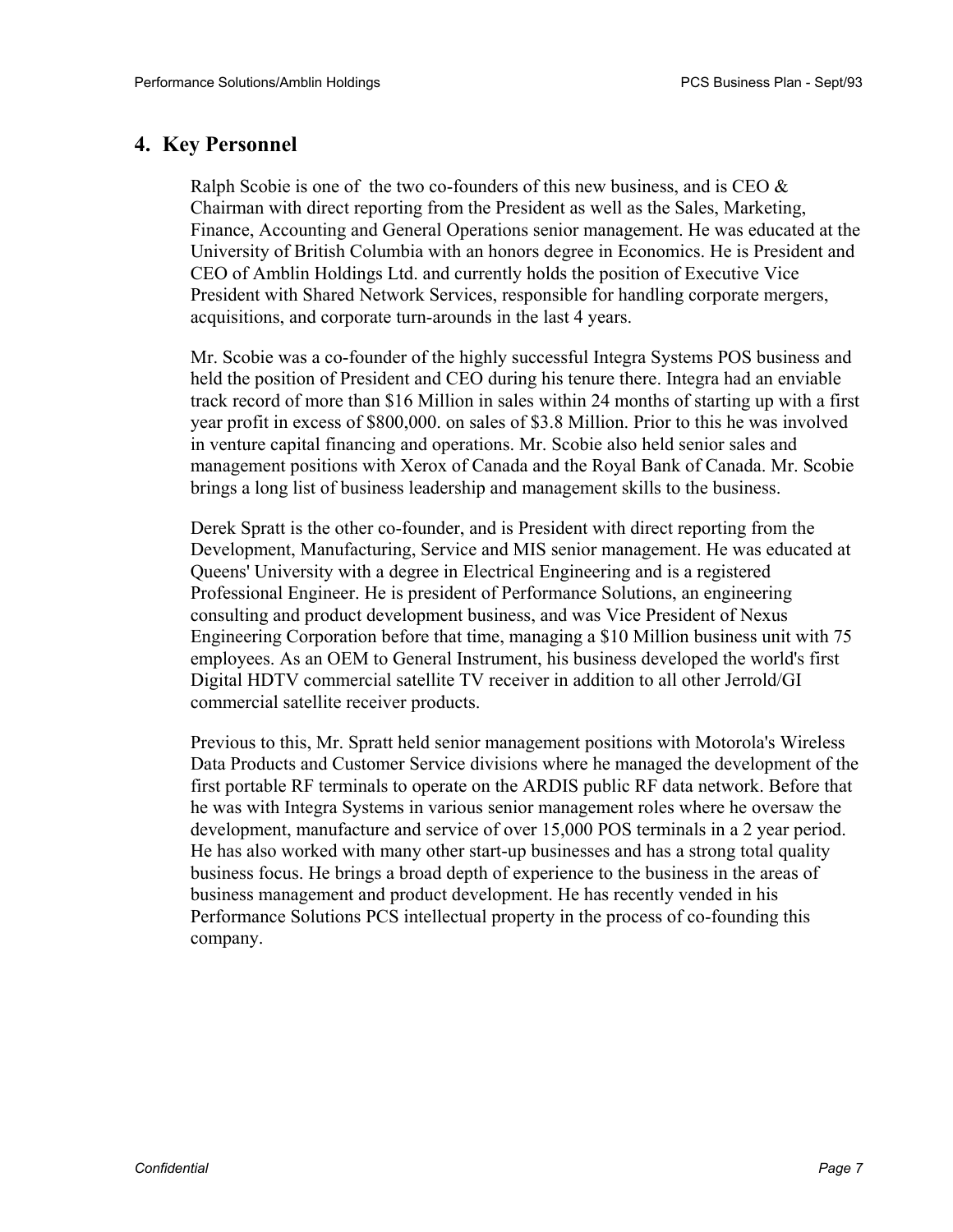## 4. Key Personnel

Ralph Scobie is one of the two co-founders of this new business, and is CEO & Chairman with direct reporting from the President as well as the Sales, Marketing, Finance, Accounting and General Operations senior management. He was educated at the University of British Columbia with an honors degree in Economics. He is President and CEO of Amblin Holdings Ltd. and currently holds the position of Executive Vice President with Shared Network Services, responsible for handling corporate mergers, acquisitions, and corporate turn-arounds in the last 4 years.

Mr. Scobie was a co-founder of the highly successful Integra Systems POS business and held the position of President and CEO during his tenure there. Integra had an enviable track record of more than $16 Million in sales within 24 months of starting up with a first year profit in excess of $800,000. on sales of $3.8 Million. Prior to this he was involved in venture capital financing and operations. Mr. Scobie also held senior sales and management positions with Xerox of Canada and the Royal Bank of Canada. Mr. Scobie brings a long list of business leadership and management skills to the business.

Derek Spratt is the other co-founder, and is President with direct reporting from the Development, Manufacturing, Service and MIS senior management. He was educated at Queens' University with a degree in Electrical Engineering and is a registered Professional Engineer. He is president of Performance Solutions, an engineering consulting and product development business, and was Vice President of Nexus Engineering Corporation before that time, managing a $10 Million business unit with 75 employees. As an OEM to General Instrument, his business developed the world's first Digital HDTV commercial satellite TV receiver in addition to all other Jerrold/GI commercial satellite receiver products.

Previous to this, Mr. Spratt held senior management positions with Motorola's Wireless Data Products and Customer Service divisions where he managed the development of the first portable RF terminals to operate on the ARDIS public RF data network. Before that he was with Integra Systems in various senior management roles where he oversaw the development, manufacture and service of over 15,000 POS terminals in a 2 year period. He has also worked with many other start-up businesses and has a strong total quality business focus. He brings a broad depth of experience to the business in the areas of business management and product development. He has recently vended in his Performance Solutions PCS intellectual property in the process of co-founding this company.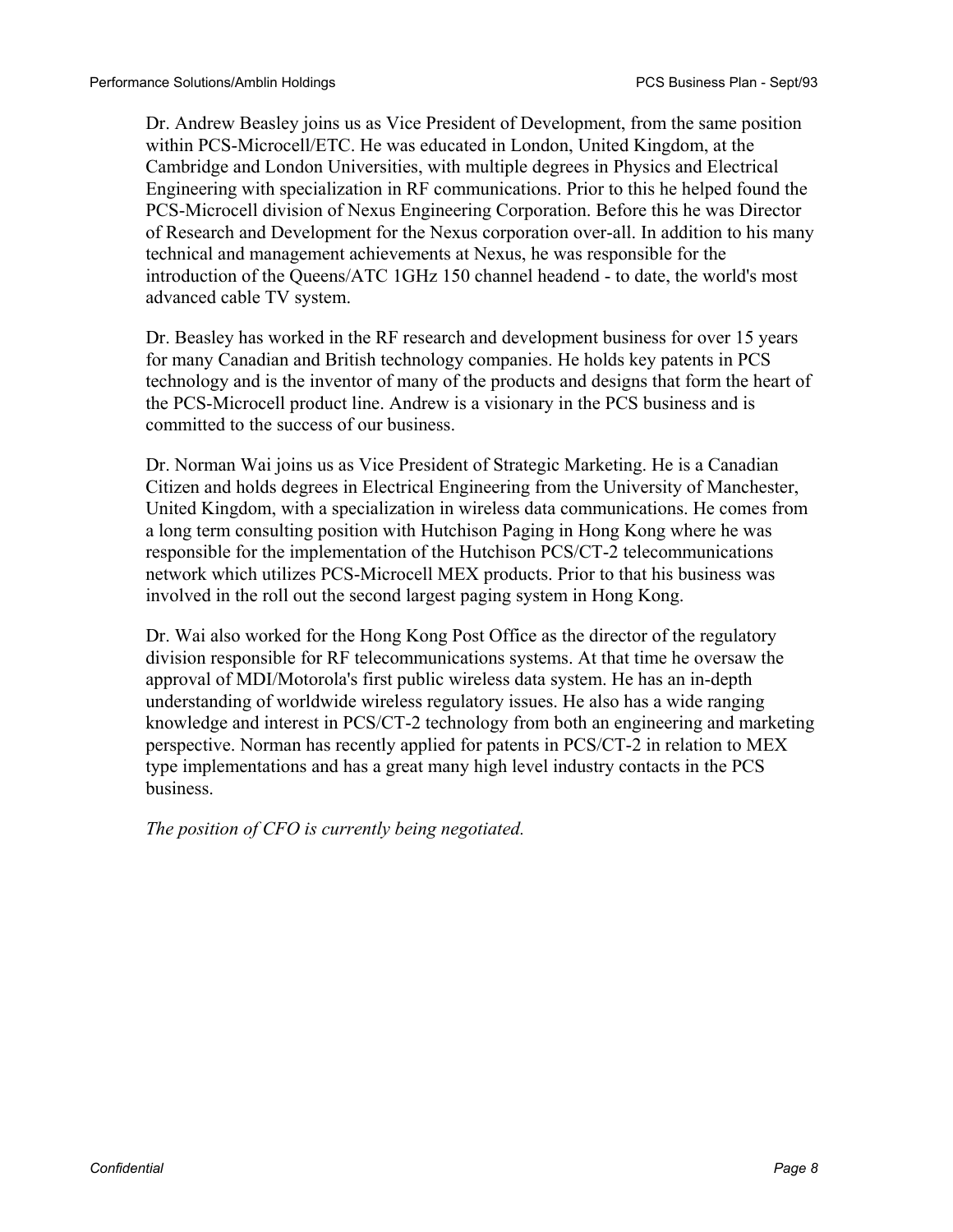Dr. Andrew Beasley joins us as Vice President of Development, from the same position within PCS-Microcell/ETC. He was educated in London, United Kingdom, at the Cambridge and London Universities, with multiple degrees in Physics and Electrical Engineering with specialization in RF communications. Prior to this he helped found the PCS-Microcell division of Nexus Engineering Corporation. Before this he was Director of Research and Development for the Nexus corporation over-all. In addition to his many technical and management achievements at Nexus, he was responsible for the introduction of the Queens/ATC 1GHz 150 channel headend - to date, the world's most advanced cable TV system.

Dr. Beasley has worked in the RF research and development business for over 15 years for many Canadian and British technology companies. He holds key patents in PCS technology and is the inventor of many of the products and designs that form the heart of the PCS-Microcell product line. Andrew is a visionary in the PCS business and is committed to the success of our business.

Dr. Norman Wai joins us as Vice President of Strategic Marketing. He is a Canadian Citizen and holds degrees in Electrical Engineering from the University of Manchester, United Kingdom, with a specialization in wireless data communications. He comes from a long term consulting position with Hutchison Paging in Hong Kong where he was responsible for the implementation of the Hutchison PCS/CT-2 telecommunications network which utilizes PCS-Microcell MEX products. Prior to that his business was involved in the roll out the second largest paging system in Hong Kong.

Dr. Wai also worked for the Hong Kong Post Office as the director of the regulatory division responsible for RF telecommunications systems. At that time he oversaw the approval of MDI/Motorola's first public wireless data system. He has an in-depth understanding of worldwide wireless regulatory issues. He also has a wide ranging knowledge and interest in PCS/CT-2 technology from both an engineering and marketing perspective. Norman has recently applied for patents in PCS/CT-2 in relation to MEX type implementations and has a great many high level industry contacts in the PCS business.

*The position of CFO is currently being negotiated.*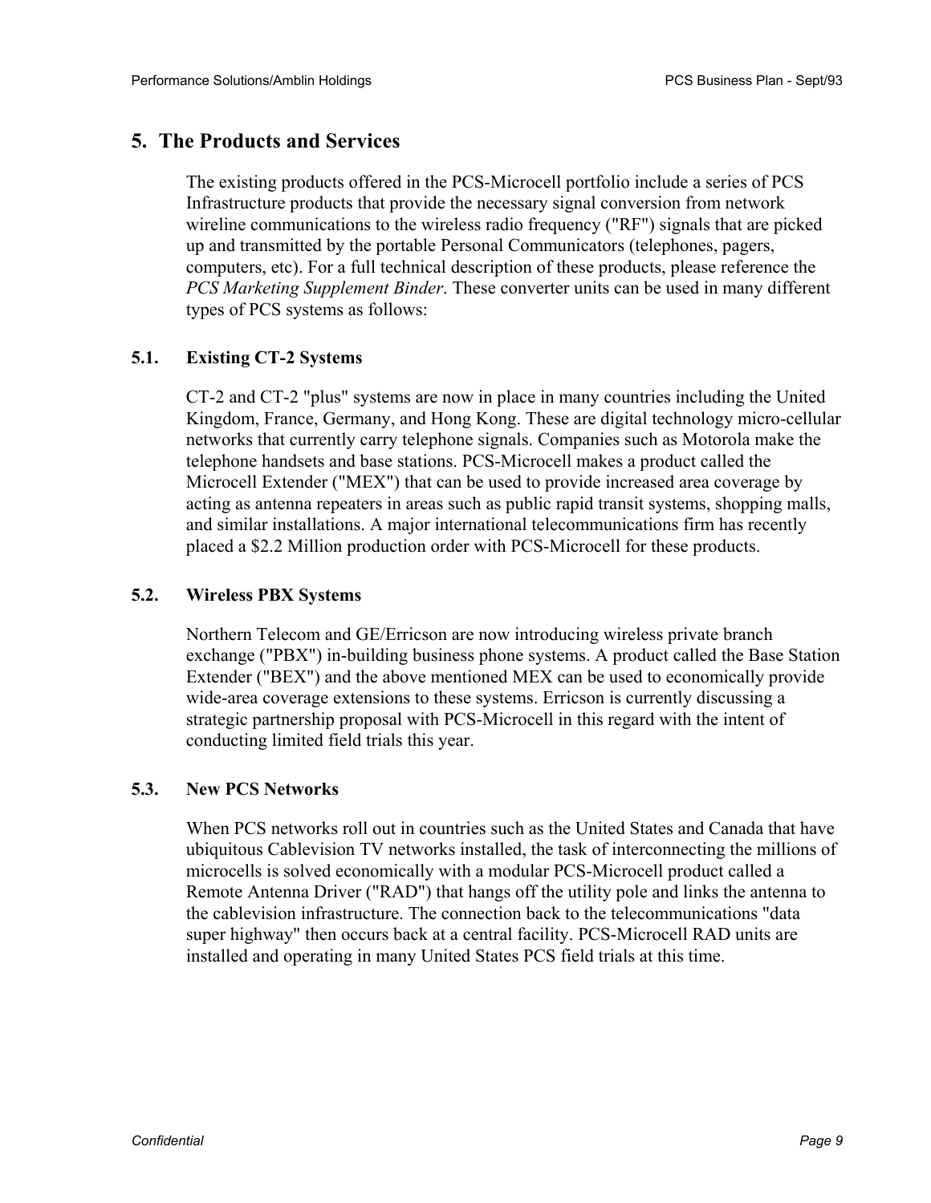## 5. The Products and Services

The existing products offered in the PCS-Microcell portfolio include a series of PCS Infrastructure products that provide the necessary signal conversion from network wireline communications to the wireless radio frequency ("RF") signals that are picked up and transmitted by the portable Personal Communicators (telephones, pagers, computers, etc). For a full technical description of these products, please reference the *PCS Marketing Supplement Binder*. These converter units can be used in many different types of PCS systems as follows:

### 5.1. Existing CT-2 Systems

CT-2 and CT-2 "plus" systems are now in place in many countries including the United Kingdom, France, Germany, and Hong Kong. These are digital technology micro-cellular networks that currently carry telephone signals. Companies such as Motorola make the telephone handsets and base stations. PCS-Microcell makes a product called the Microcell Extender ("MEX") that can be used to provide increased area coverage by acting as antenna repeaters in areas such as public rapid transit systems, shopping malls, and similar installations. A major international telecommunications firm has recently placed a $2.2 Million production order with PCS-Microcell for these products.

### 5.2. Wireless PBX Systems

Northern Telecom and GE/Erricson are now introducing wireless private branch exchange ("PBX") in-building business phone systems. A product called the Base Station Extender ("BEX") and the above mentioned MEX can be used to economically provide wide-area coverage extensions to these systems. Erricson is currently discussing a strategic partnership proposal with PCS-Microcell in this regard with the intent of conducting limited field trials this year.

### 5.3. New PCS Networks

When PCS networks roll out in countries such as the United States and Canada that have ubiquitous Cablevision TV networks installed, the task of interconnecting the millions of microcells is solved economically with a modular PCS-Microcell product called a Remote Antenna Driver ("RAD") that hangs off the utility pole and links the antenna to the cablevision infrastructure. The connection back to the telecommunications "data super highway" then occurs back at a central facility. PCS-Microcell RAD units are installed and operating in many United States PCS field trials at this time.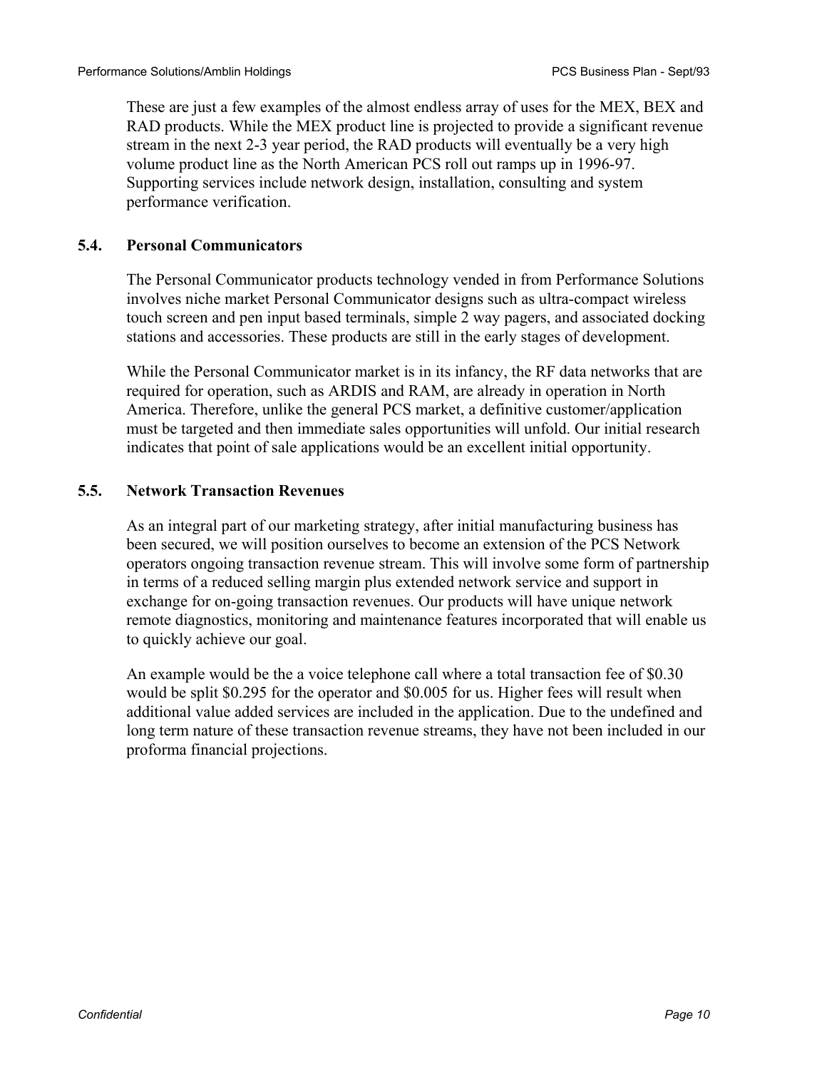These are just a few examples of the almost endless array of uses for the MEX, BEX and RAD products. While the MEX product line is projected to provide a significant revenue stream in the next 2-3 year period, the RAD products will eventually be a very high volume product line as the North American PCS roll out ramps up in 1996-97. Supporting services include network design, installation, consulting and system performance verification.

### 5.4. Personal Communicators

The Personal Communicator products technology vended in from Performance Solutions involves niche market Personal Communicator designs such as ultra-compact wireless touch screen and pen input based terminals, simple 2 way pagers, and associated docking stations and accessories. These products are still in the early stages of development.

While the Personal Communicator market is in its infancy, the RF data networks that are required for operation, such as ARDIS and RAM, are already in operation in North America. Therefore, unlike the general PCS market, a definitive customer/application must be targeted and then immediate sales opportunities will unfold. Our initial research indicates that point of sale applications would be an excellent initial opportunity.

### 5.5. Network Transaction Revenues

As an integral part of our marketing strategy, after initial manufacturing business has been secured, we will position ourselves to become an extension of the PCS Network operators ongoing transaction revenue stream. This will involve some form of partnership in terms of a reduced selling margin plus extended network service and support in exchange for on-going transaction revenues. Our products will have unique network remote diagnostics, monitoring and maintenance features incorporated that will enable us to quickly achieve our goal.

An example would be the a voice telephone call where a total transaction fee of $0.30 would be split $0.295 for the operator and $0.005 for us. Higher fees will result when additional value added services are included in the application. Due to the undefined and long term nature of these transaction revenue streams, they have not been included in our proforma financial projections.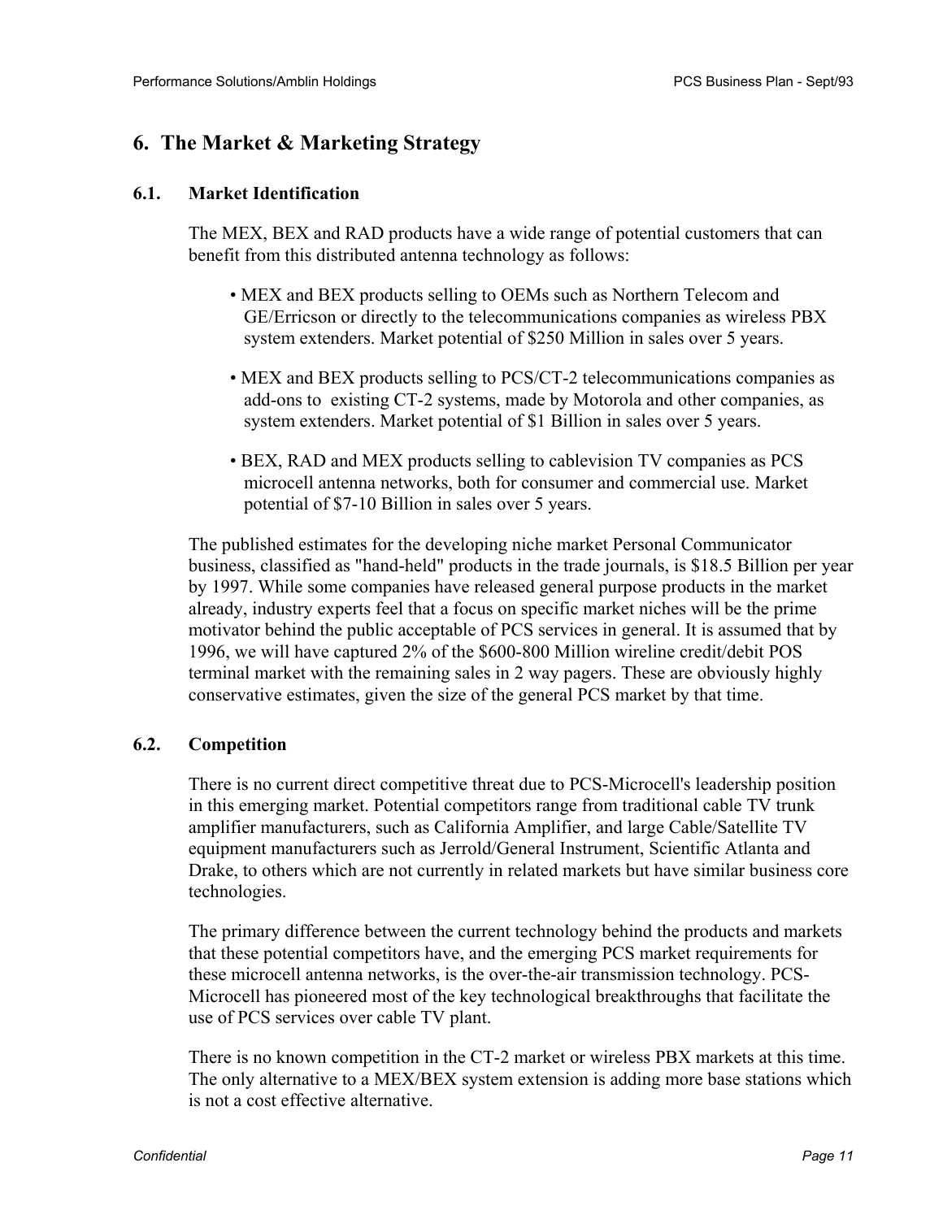## 6. The Market & Marketing Strategy

### 6.1. Market Identification

The MEX, BEX and RAD products have a wide range of potential customers that can benefit from this distributed antenna technology as follows:

- MEX and BEX products selling to OEMs such as Northern Telecom and GE/Erricson or directly to the telecommunications companies as wireless PBX system extenders. Market potential of $250 Million in sales over 5 years.
- MEX and BEX products selling to PCS/CT-2 telecommunications companies as add-ons to existing CT-2 systems, made by Motorola and other companies, as system extenders. Market potential of $1 Billion in sales over 5 years.
- BEX, RAD and MEX products selling to cablevision TV companies as PCS microcell antenna networks, both for consumer and commercial use. Market potential of $7-10 Billion in sales over 5 years.

The published estimates for the developing niche market Personal Communicator business, classified as "hand-held" products in the trade journals, is $18.5 Billion per year by 1997. While some companies have released general purpose products in the market already, industry experts feel that a focus on specific market niches will be the prime motivator behind the public acceptable of PCS services in general. It is assumed that by 1996, we will have captured 2% of the $600-800 Million wireline credit/debit POS terminal market with the remaining sales in 2 way pagers. These are obviously highly conservative estimates, given the size of the general PCS market by that time.

### 6.2. Competition

There is no current direct competitive threat due to PCS-Microcell's leadership position in this emerging market. Potential competitors range from traditional cable TV trunk amplifier manufacturers, such as California Amplifier, and large Cable/Satellite TV equipment manufacturers such as Jerrold/General Instrument, Scientific Atlanta and Drake, to others which are not currently in related markets but have similar business core technologies.

The primary difference between the current technology behind the products and markets that these potential competitors have, and the emerging PCS market requirements for these microcell antenna networks, is the over-the-air transmission technology. PCS-Microcell has pioneered most of the key technological breakthroughs that facilitate the use of PCS services over cable TV plant.

There is no known competition in the CT-2 market or wireless PBX markets at this time. The only alternative to a MEX/BEX system extension is adding more base stations which is not a cost effective alternative.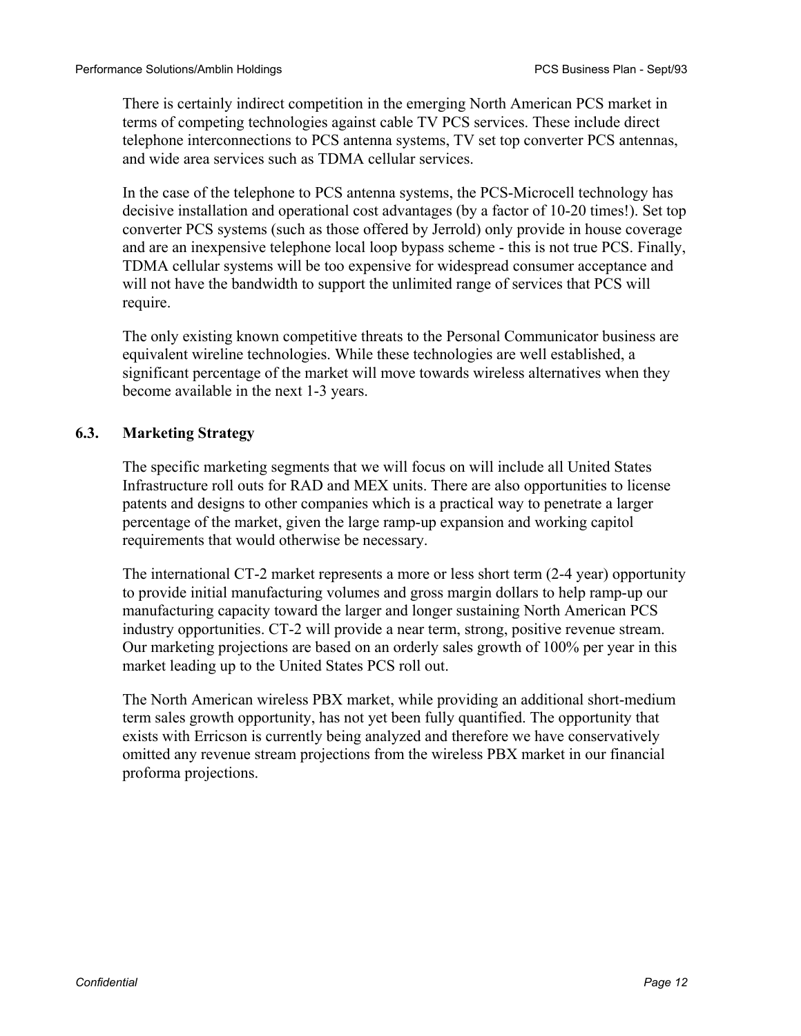There is certainly indirect competition in the emerging North American PCS market in terms of competing technologies against cable TV PCS services. These include direct telephone interconnections to PCS antenna systems, TV set top converter PCS antennas, and wide area services such as TDMA cellular services.

In the case of the telephone to PCS antenna systems, the PCS-Microcell technology has decisive installation and operational cost advantages (by a factor of 10-20 times!). Set top converter PCS systems (such as those offered by Jerrold) only provide in house coverage and are an inexpensive telephone local loop bypass scheme - this is not true PCS. Finally, TDMA cellular systems will be too expensive for widespread consumer acceptance and will not have the bandwidth to support the unlimited range of services that PCS will require.

The only existing known competitive threats to the Personal Communicator business are equivalent wireline technologies. While these technologies are well established, a significant percentage of the market will move towards wireless alternatives when they become available in the next 1-3 years.

## 6.3. Marketing Strategy

The specific marketing segments that we will focus on will include all United States Infrastructure roll outs for RAD and MEX units. There are also opportunities to license patents and designs to other companies which is a practical way to penetrate a larger percentage of the market, given the large ramp-up expansion and working capitol requirements that would otherwise be necessary.

The international CT-2 market represents a more or less short term (2-4 year) opportunity to provide initial manufacturing volumes and gross margin dollars to help ramp-up our manufacturing capacity toward the larger and longer sustaining North American PCS industry opportunities. CT-2 will provide a near term, strong, positive revenue stream. Our marketing projections are based on an orderly sales growth of 100% per year in this market leading up to the United States PCS roll out.

The North American wireless PBX market, while providing an additional short-medium term sales growth opportunity, has not yet been fully quantified. The opportunity that exists with Erricson is currently being analyzed and therefore we have conservatively omitted any revenue stream projections from the wireless PBX market in our financial proforma projections.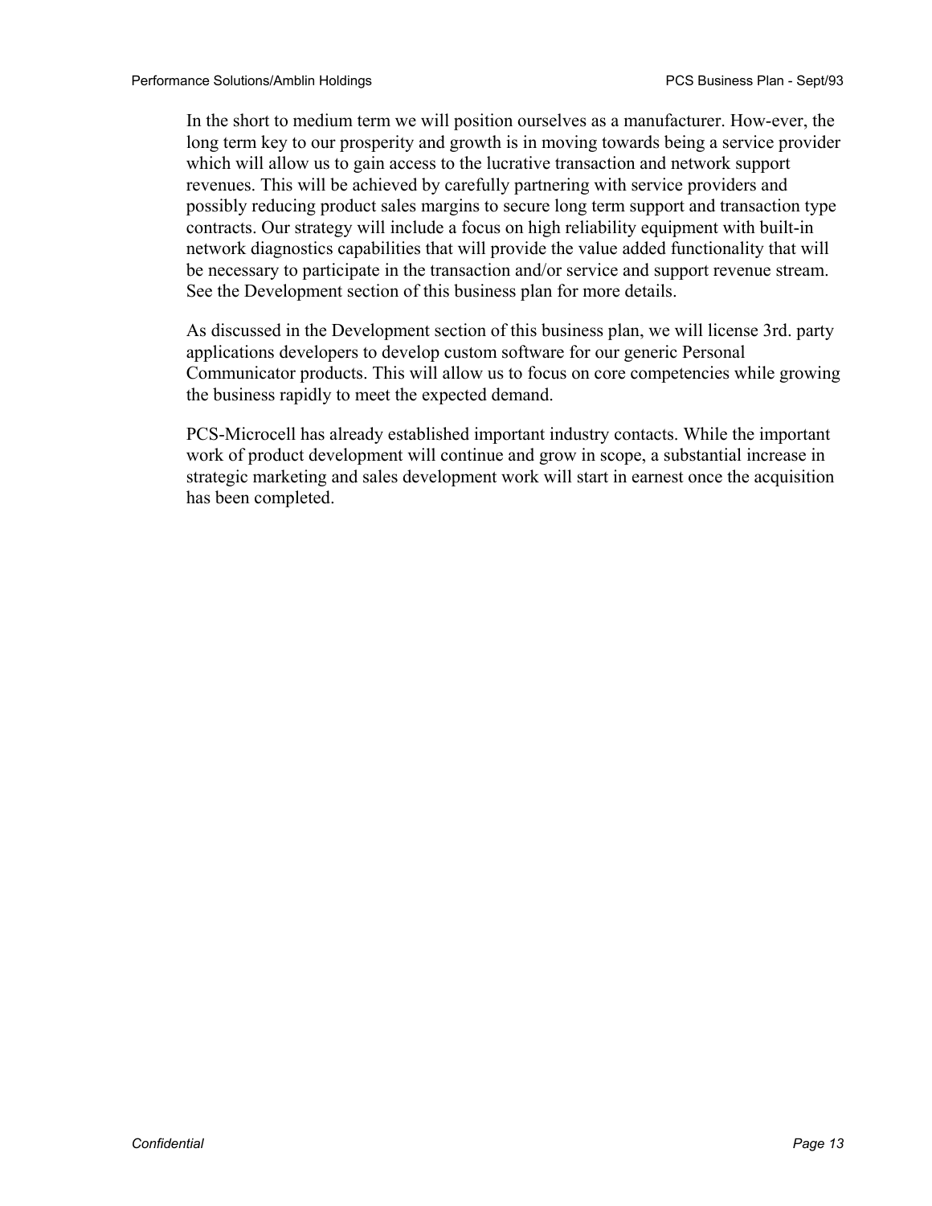In the short to medium term we will position ourselves as a manufacturer. How-ever, the long term key to our prosperity and growth is in moving towards being a service provider which will allow us to gain access to the lucrative transaction and network support revenues. This will be achieved by carefully partnering with service providers and possibly reducing product sales margins to secure long term support and transaction type contracts. Our strategy will include a focus on high reliability equipment with built-in network diagnostics capabilities that will provide the value added functionality that will be necessary to participate in the transaction and/or service and support revenue stream. See the Development section of this business plan for more details.

As discussed in the Development section of this business plan, we will license 3rd. party applications developers to develop custom software for our generic Personal Communicator products. This will allow us to focus on core competencies while growing the business rapidly to meet the expected demand.

PCS-Microcell has already established important industry contacts. While the important work of product development will continue and grow in scope, a substantial increase in strategic marketing and sales development work will start in earnest once the acquisition has been completed.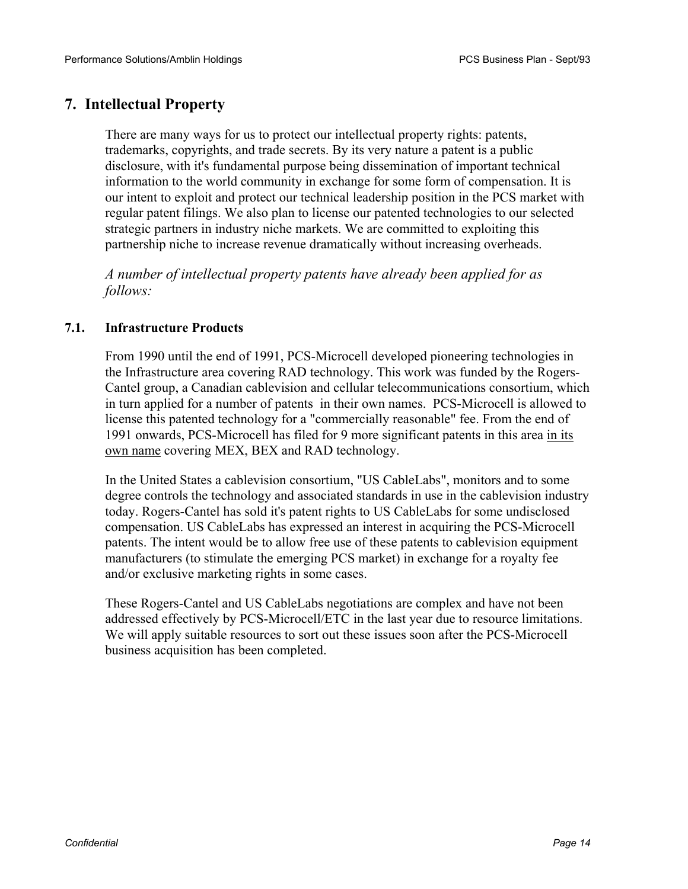## 7. Intellectual Property

There are many ways for us to protect our intellectual property rights: patents, trademarks, copyrights, and trade secrets. By its very nature a patent is a public disclosure, with it's fundamental purpose being dissemination of important technical information to the world community in exchange for some form of compensation. It is our intent to exploit and protect our technical leadership position in the PCS market with regular patent filings. We also plan to license our patented technologies to our selected strategic partners in industry niche markets. We are committed to exploiting this partnership niche to increase revenue dramatically without increasing overheads.

*A number of intellectual property patents have already been applied for as follows:*

### 7.1. Infrastructure Products

From 1990 until the end of 1991, PCS-Microcell developed pioneering technologies in the Infrastructure area covering RAD technology. This work was funded by the Rogers-Cantel group, a Canadian cablevision and cellular telecommunications consortium, which in turn applied for a number of patents in their own names. PCS-Microcell is allowed to license this patented technology for a "commercially reasonable" fee. From the end of 1991 onwards, PCS-Microcell has filed for 9 more significant patents in this area <u>in its own name</u> covering MEX, BEX and RAD technology.

In the United States a cablevision consortium, "US CableLabs", monitors and to some degree controls the technology and associated standards in use in the cablevision industry today. Rogers-Cantel has sold it's patent rights to US CableLabs for some undisclosed compensation. US CableLabs has expressed an interest in acquiring the PCS-Microcell patents. The intent would be to allow free use of these patents to cablevision equipment manufacturers (to stimulate the emerging PCS market) in exchange for a royalty fee and/or exclusive marketing rights in some cases.

These Rogers-Cantel and US CableLabs negotiations are complex and have not been addressed effectively by PCS-Microcell/ETC in the last year due to resource limitations. We will apply suitable resources to sort out these issues soon after the PCS-Microcell business acquisition has been completed.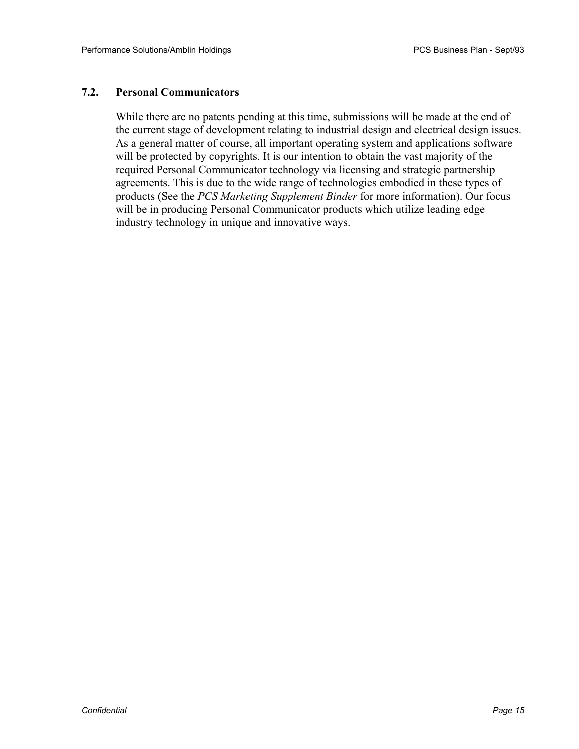### 7.2. Personal Communicators

While there are no patents pending at this time, submissions will be made at the end of the current stage of development relating to industrial design and electrical design issues. As a general matter of course, all important operating system and applications software will be protected by copyrights. It is our intention to obtain the vast majority of the required Personal Communicator technology via licensing and strategic partnership agreements. This is due to the wide range of technologies embodied in these types of products (See the *PCS Marketing Supplement Binder* for more information). Our focus will be in producing Personal Communicator products which utilize leading edge industry technology in unique and innovative ways.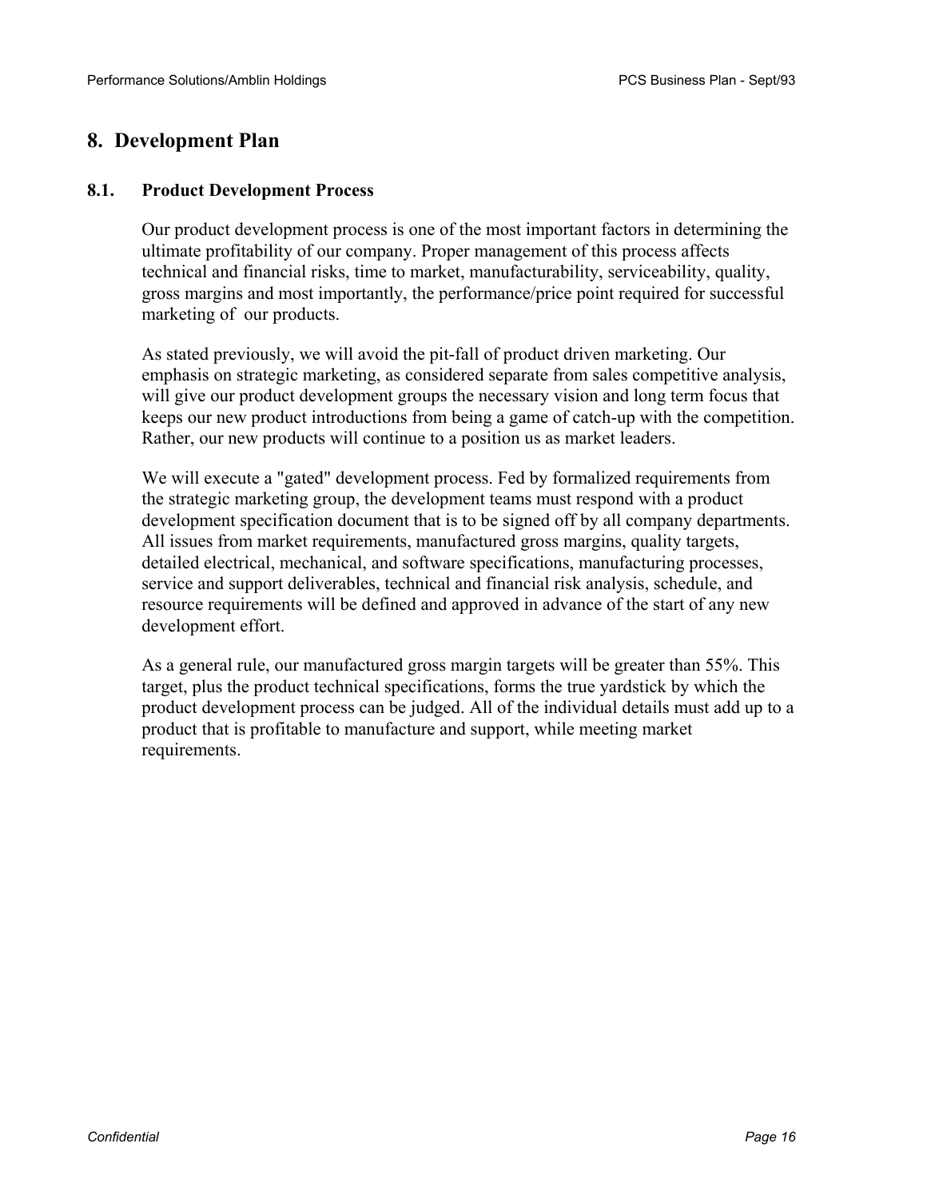# 8. Development Plan

## 8.1. Product Development Process

Our product development process is one of the most important factors in determining the ultimate profitability of our company. Proper management of this process affects technical and financial risks, time to market, manufacturability, serviceability, quality, gross margins and most importantly, the performance/price point required for successful marketing of our products.

As stated previously, we will avoid the pit-fall of product driven marketing. Our emphasis on strategic marketing, as considered separate from sales competitive analysis, will give our product development groups the necessary vision and long term focus that keeps our new product introductions from being a game of catch-up with the competition. Rather, our new products will continue to a position us as market leaders.

We will execute a "gated" development process. Fed by formalized requirements from the strategic marketing group, the development teams must respond with a product development specification document that is to be signed off by all company departments. All issues from market requirements, manufactured gross margins, quality targets, detailed electrical, mechanical, and software specifications, manufacturing processes, service and support deliverables, technical and financial risk analysis, schedule, and resource requirements will be defined and approved in advance of the start of any new development effort.

As a general rule, our manufactured gross margin targets will be greater than 55%. This target, plus the product technical specifications, forms the true yardstick by which the product development process can be judged. All of the individual details must add up to a product that is profitable to manufacture and support, while meeting market requirements.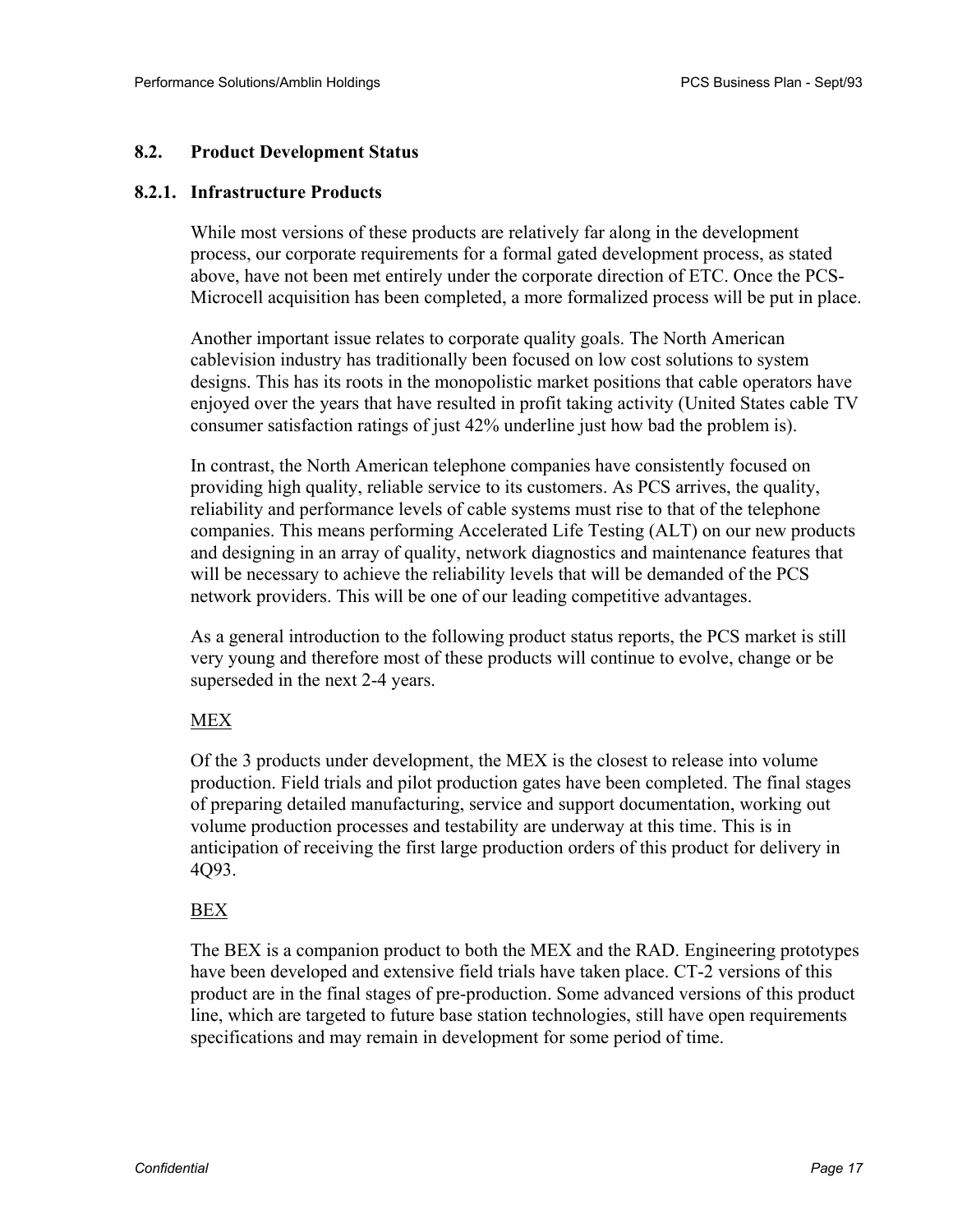## 8.2. Product Development Status

### 8.2.1. Infrastructure Products

While most versions of these products are relatively far along in the development process, our corporate requirements for a formal gated development process, as stated above, have not been met entirely under the corporate direction of ETC. Once the PCS-Microcell acquisition has been completed, a more formalized process will be put in place.

Another important issue relates to corporate quality goals. The North American cablevision industry has traditionally been focused on low cost solutions to system designs. This has its roots in the monopolistic market positions that cable operators have enjoyed over the years that have resulted in profit taking activity (United States cable TV consumer satisfaction ratings of just 42% underline just how bad the problem is).

In contrast, the North American telephone companies have consistently focused on providing high quality, reliable service to its customers. As PCS arrives, the quality, reliability and performance levels of cable systems must rise to that of the telephone companies. This means performing Accelerated Life Testing (ALT) on our new products and designing in an array of quality, network diagnostics and maintenance features that will be necessary to achieve the reliability levels that will be demanded of the PCS network providers. This will be one of our leading competitive advantages.

As a general introduction to the following product status reports, the PCS market is still very young and therefore most of these products will continue to evolve, change or be superseded in the next 2-4 years.

<u>MEX</u>

Of the 3 products under development, the MEX is the closest to release into volume production. Field trials and pilot production gates have been completed. The final stages of preparing detailed manufacturing, service and support documentation, working out volume production processes and testability are underway at this time. This is in anticipation of receiving the first large production orders of this product for delivery in 4Q93.

<u>BEX</u>

The BEX is a companion product to both the MEX and the RAD. Engineering prototypes have been developed and extensive field trials have taken place. CT-2 versions of this product are in the final stages of pre-production. Some advanced versions of this product line, which are targeted to future base station technologies, still have open requirements specifications and may remain in development for some period of time.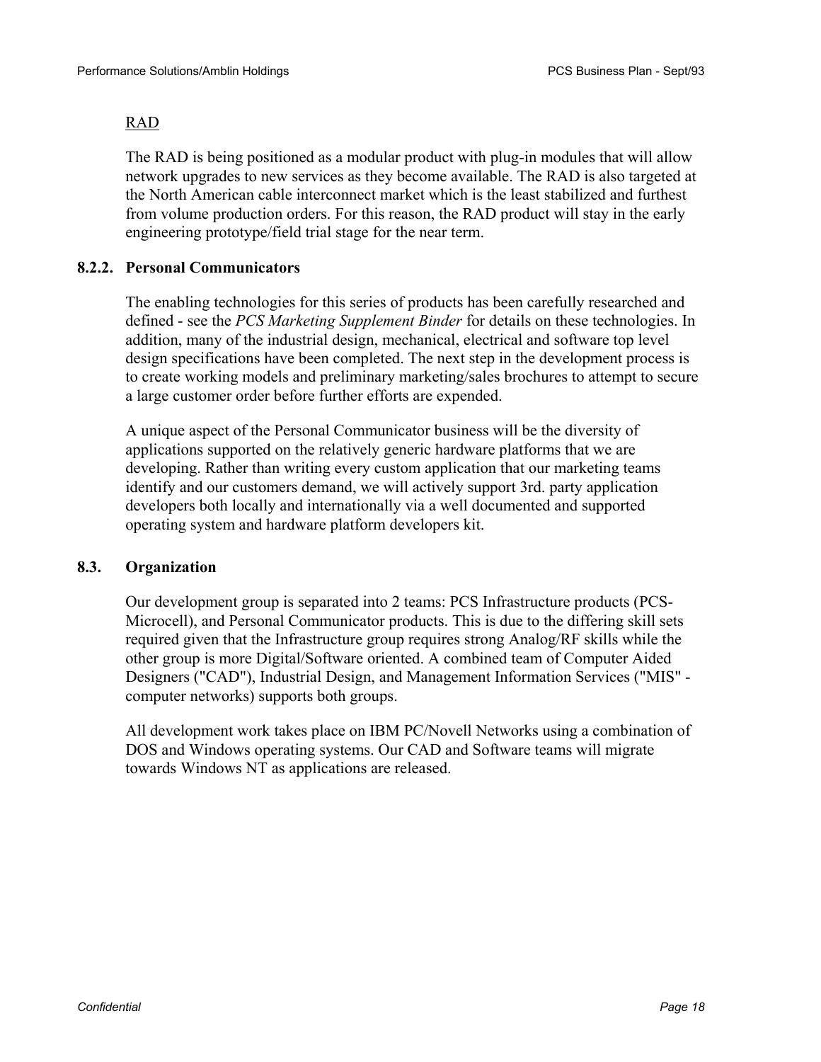RAD

The RAD is being positioned as a modular product with plug-in modules that will allow network upgrades to new services as they become available. The RAD is also targeted at the North American cable interconnect market which is the least stabilized and furthest from volume production orders. For this reason, the RAD product will stay in the early engineering prototype/field trial stage for the near term.

### 8.2.2. Personal Communicators

The enabling technologies for this series of products has been carefully researched and defined - see the *PCS Marketing Supplement Binder* for details on these technologies. In addition, many of the industrial design, mechanical, electrical and software top level design specifications have been completed. The next step in the development process is to create working models and preliminary marketing/sales brochures to attempt to secure a large customer order before further efforts are expended.

A unique aspect of the Personal Communicator business will be the diversity of applications supported on the relatively generic hardware platforms that we are developing. Rather than writing every custom application that our marketing teams identify and our customers demand, we will actively support 3rd. party application developers both locally and internationally via a well documented and supported operating system and hardware platform developers kit.

## 8.3. Organization

Our development group is separated into 2 teams: PCS Infrastructure products (PCS-Microcell), and Personal Communicator products. This is due to the differing skill sets required given that the Infrastructure group requires strong Analog/RF skills while the other group is more Digital/Software oriented. A combined team of Computer Aided Designers ("CAD"), Industrial Design, and Management Information Services ("MIS" - computer networks) supports both groups.

All development work takes place on IBM PC/Novell Networks using a combination of DOS and Windows operating systems. Our CAD and Software teams will migrate towards Windows NT as applications are released.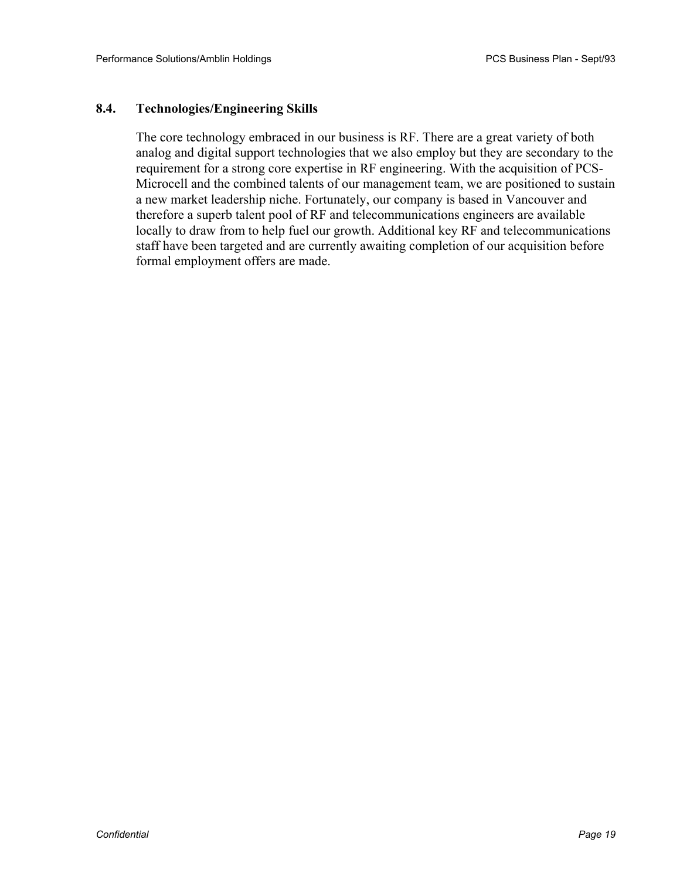## 8.4. Technologies/Engineering Skills

The core technology embraced in our business is RF. There are a great variety of both analog and digital support technologies that we also employ but they are secondary to the requirement for a strong core expertise in RF engineering. With the acquisition of PCS-Microcell and the combined talents of our management team, we are positioned to sustain a new market leadership niche. Fortunately, our company is based in Vancouver and therefore a superb talent pool of RF and telecommunications engineers are available locally to draw from to help fuel our growth. Additional key RF and telecommunications staff have been targeted and are currently awaiting completion of our acquisition before formal employment offers are made.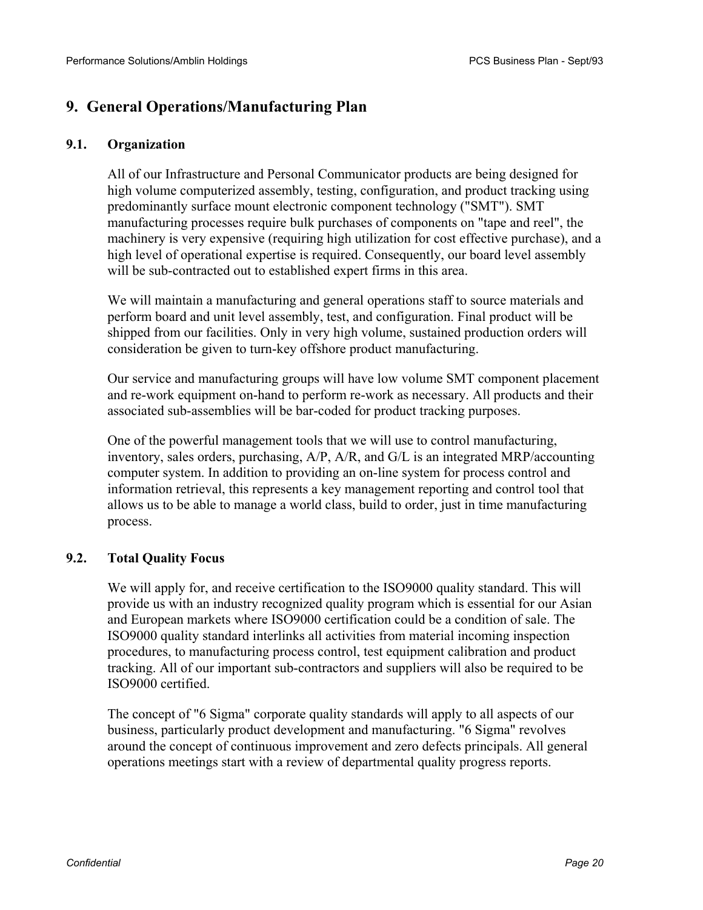# 9. General Operations/Manufacturing Plan

## 9.1. Organization

All of our Infrastructure and Personal Communicator products are being designed for high volume computerized assembly, testing, configuration, and product tracking using predominantly surface mount electronic component technology ("SMT"). SMT manufacturing processes require bulk purchases of components on "tape and reel", the machinery is very expensive (requiring high utilization for cost effective purchase), and a high level of operational expertise is required. Consequently, our board level assembly will be sub-contracted out to established expert firms in this area.

We will maintain a manufacturing and general operations staff to source materials and perform board and unit level assembly, test, and configuration. Final product will be shipped from our facilities. Only in very high volume, sustained production orders will consideration be given to turn-key offshore product manufacturing.

Our service and manufacturing groups will have low volume SMT component placement and re-work equipment on-hand to perform re-work as necessary. All products and their associated sub-assemblies will be bar-coded for product tracking purposes.

One of the powerful management tools that we will use to control manufacturing, inventory, sales orders, purchasing, A/P, A/R, and G/L is an integrated MRP/accounting computer system. In addition to providing an on-line system for process control and information retrieval, this represents a key management reporting and control tool that allows us to be able to manage a world class, build to order, just in time manufacturing process.

## 9.2. Total Quality Focus

We will apply for, and receive certification to the ISO9000 quality standard. This will provide us with an industry recognized quality program which is essential for our Asian and European markets where ISO9000 certification could be a condition of sale. The ISO9000 quality standard interlinks all activities from material incoming inspection procedures, to manufacturing process control, test equipment calibration and product tracking. All of our important sub-contractors and suppliers will also be required to be ISO9000 certified.

The concept of "6 Sigma" corporate quality standards will apply to all aspects of our business, particularly product development and manufacturing. "6 Sigma" revolves around the concept of continuous improvement and zero defects principals. All general operations meetings start with a review of departmental quality progress reports.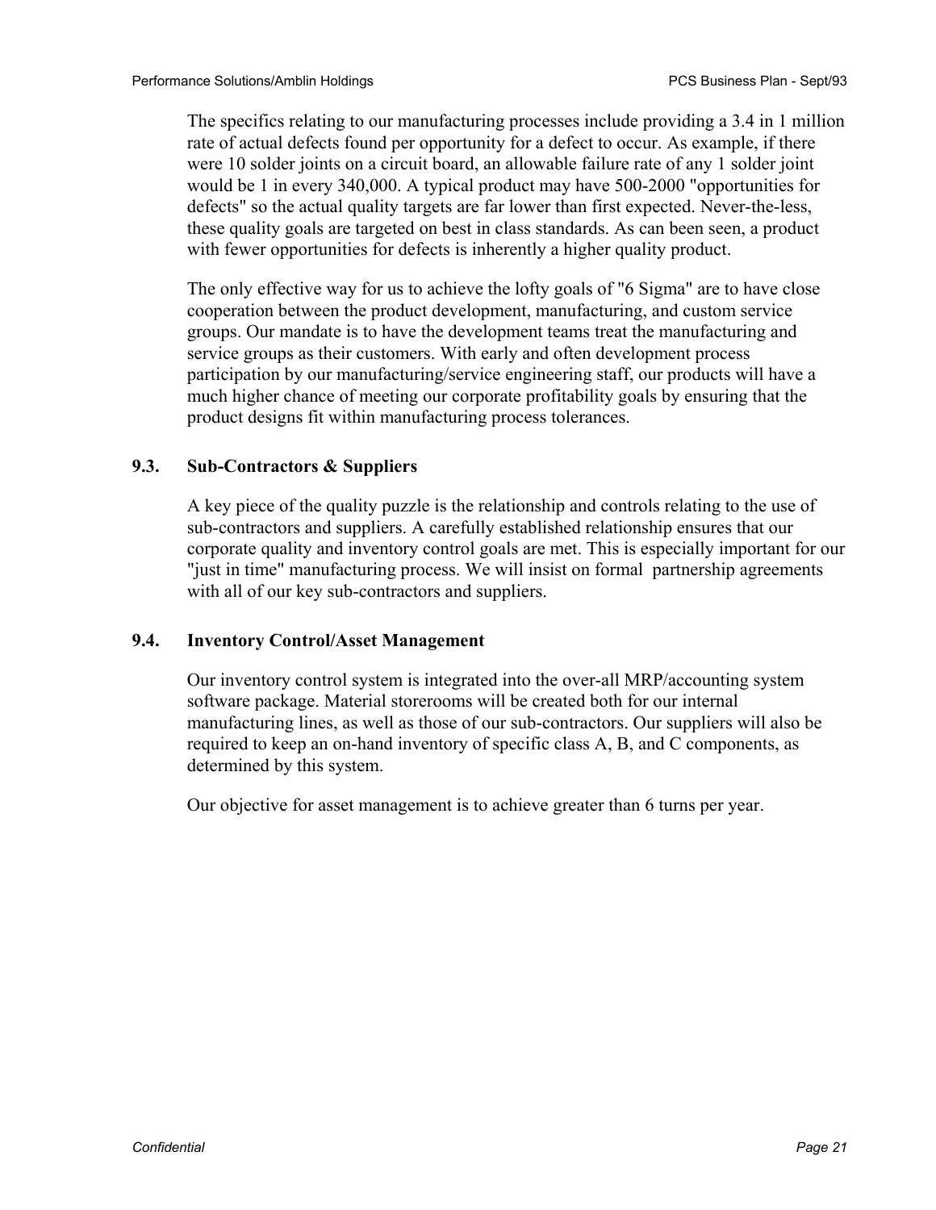The specifics relating to our manufacturing processes include providing a 3.4 in 1 million rate of actual defects found per opportunity for a defect to occur. As example, if there were 10 solder joints on a circuit board, an allowable failure rate of any 1 solder joint would be 1 in every 340,000. A typical product may have 500-2000 "opportunities for defects" so the actual quality targets are far lower than first expected. Never-the-less, these quality goals are targeted on best in class standards. As can been seen, a product with fewer opportunities for defects is inherently a higher quality product.

The only effective way for us to achieve the lofty goals of "6 Sigma" are to have close cooperation between the product development, manufacturing, and custom service groups. Our mandate is to have the development teams treat the manufacturing and service groups as their customers. With early and often development process participation by our manufacturing/service engineering staff, our products will have a much higher chance of meeting our corporate profitability goals by ensuring that the product designs fit within manufacturing process tolerances.

### 9.3. Sub-Contractors & Suppliers

A key piece of the quality puzzle is the relationship and controls relating to the use of sub-contractors and suppliers. A carefully established relationship ensures that our corporate quality and inventory control goals are met. This is especially important for our "just in time" manufacturing process. We will insist on formal partnership agreements with all of our key sub-contractors and suppliers.

### 9.4. Inventory Control/Asset Management

Our inventory control system is integrated into the over-all MRP/accounting system software package. Material storerooms will be created both for our internal manufacturing lines, as well as those of our sub-contractors. Our suppliers will also be required to keep an on-hand inventory of specific class A, B, and C components, as determined by this system.

Our objective for asset management is to achieve greater than 6 turns per year.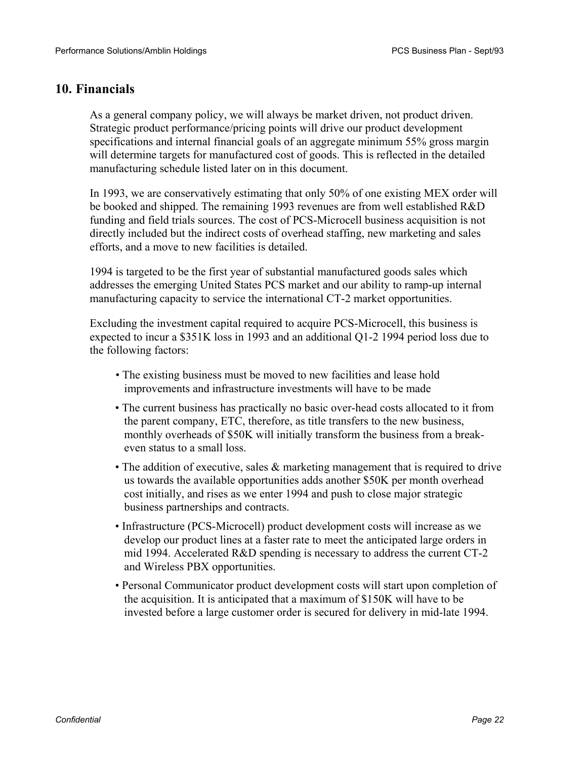## 10. Financials

As a general company policy, we will always be market driven, not product driven. Strategic product performance/pricing points will drive our product development specifications and internal financial goals of an aggregate minimum 55% gross margin will determine targets for manufactured cost of goods. This is reflected in the detailed manufacturing schedule listed later on in this document.

In 1993, we are conservatively estimating that only 50% of one existing MEX order will be booked and shipped. The remaining 1993 revenues are from well established R&D funding and field trials sources. The cost of PCS-Microcell business acquisition is not directly included but the indirect costs of overhead staffing, new marketing and sales efforts, and a move to new facilities is detailed.

1994 is targeted to be the first year of substantial manufactured goods sales which addresses the emerging United States PCS market and our ability to ramp-up internal manufacturing capacity to service the international CT-2 market opportunities.

Excluding the investment capital required to acquire PCS-Microcell, this business is expected to incur a $351K loss in 1993 and an additional Q1-2 1994 period loss due to the following factors:

- The existing business must be moved to new facilities and lease hold improvements and infrastructure investments will have to be made
- The current business has practically no basic over-head costs allocated to it from the parent company, ETC, therefore, as title transfers to the new business, monthly overheads of $50K will initially transform the business from a break-even status to a small loss.
- The addition of executive, sales & marketing management that is required to drive us towards the available opportunities adds another $50K per month overhead cost initially, and rises as we enter 1994 and push to close major strategic business partnerships and contracts.
- Infrastructure (PCS-Microcell) product development costs will increase as we develop our product lines at a faster rate to meet the anticipated large orders in mid 1994. Accelerated R&D spending is necessary to address the current CT-2 and Wireless PBX opportunities.
- Personal Communicator product development costs will start upon completion of the acquisition. It is anticipated that a maximum of $150K will have to be invested before a large customer order is secured for delivery in mid-late 1994.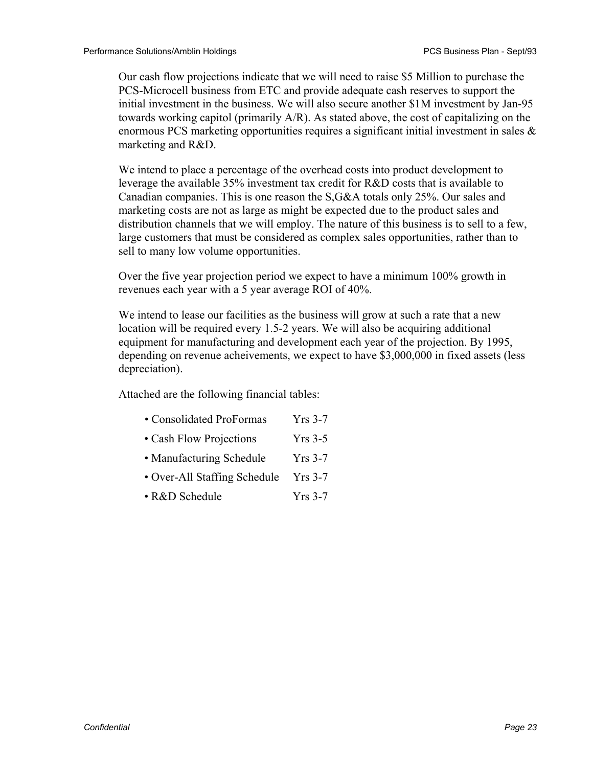Our cash flow projections indicate that we will need to raise $5 Million to purchase the PCS-Microcell business from ETC and provide adequate cash reserves to support the initial investment in the business. We will also secure another $1M investment by Jan-95 towards working capitol (primarily A/R). As stated above, the cost of capitalizing on the enormous PCS marketing opportunities requires a significant initial investment in sales & marketing and R&D.

We intend to place a percentage of the overhead costs into product development to leverage the available 35% investment tax credit for R&D costs that is available to Canadian companies. This is one reason the S,G&A totals only 25%. Our sales and marketing costs are not as large as might be expected due to the product sales and distribution channels that we will employ. The nature of this business is to sell to a few, large customers that must be considered as complex sales opportunities, rather than to sell to many low volume opportunities.

Over the five year projection period we expect to have a minimum 100% growth in revenues each year with a 5 year average ROI of 40%.

We intend to lease our facilities as the business will grow at such a rate that a new location will be required every 1.5-2 years. We will also be acquiring additional equipment for manufacturing and development each year of the projection. By 1995, depending on revenue acheivements, we expect to have $3,000,000 in fixed assets (less depreciation).

Attached are the following financial tables:

| | |
|---|---|
| • Consolidated ProFormas | Yrs 3-7 |
| • Cash Flow Projections | Yrs 3-5 |
| • Manufacturing Schedule | Yrs 3-7 |
| • Over-All Staffing Schedule | Yrs 3-7 |
| • R&D Schedule | Yrs 3-7 |